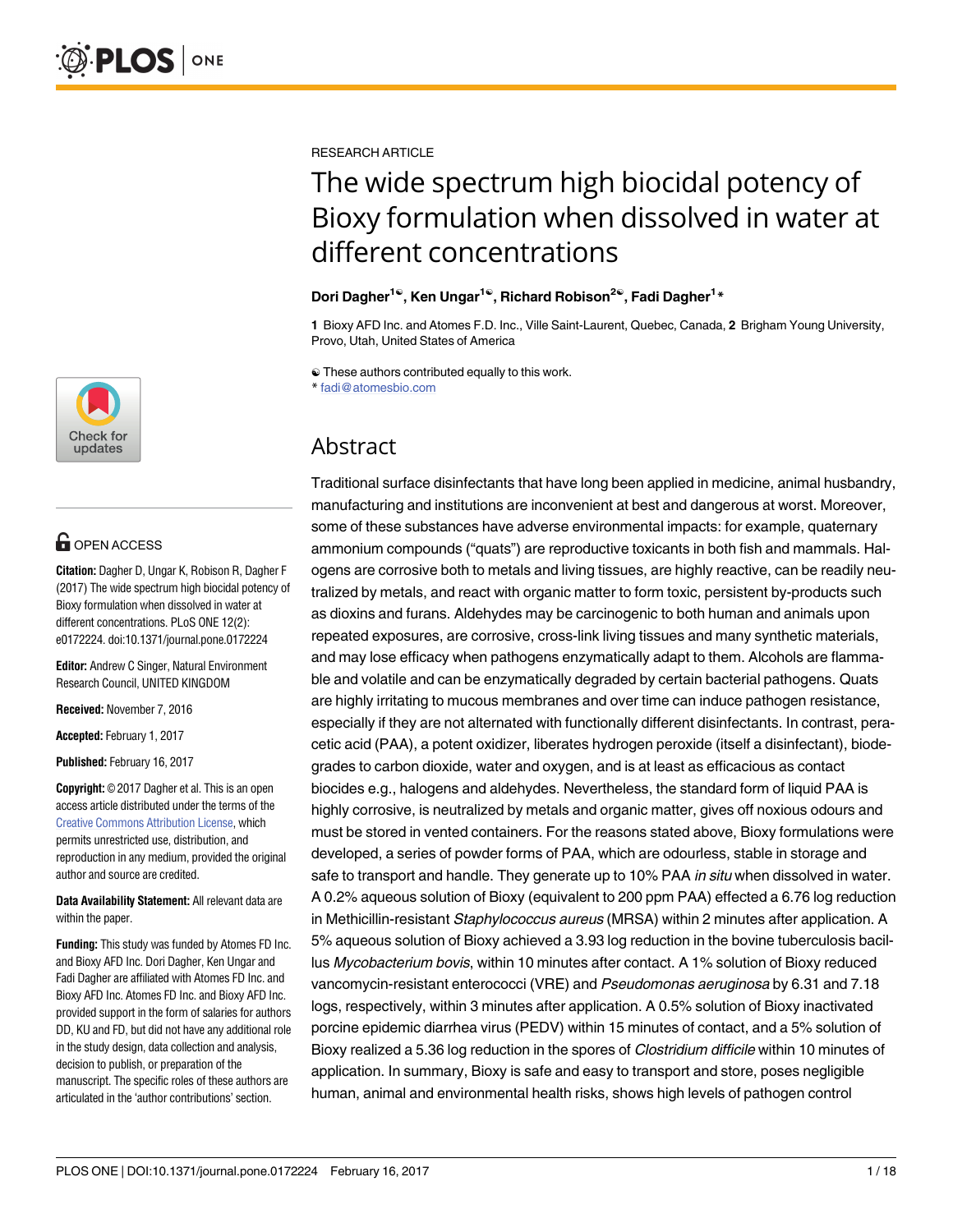RESEARCH ARTICLE

# The wide spectrum high biocidal potency of Bioxy formulation when dissolved in water at different concentrations

**Dori Dagher[1☯], Ken Ungar[1☯], Richard Robison[2☯], Fadi Dagher[1]***

**1** Bioxy AFD Inc. and Atomes F.D. Inc., Ville Saint-Laurent, Quebec, Canada, **2** Brigham Young University, Provo, Utah, United States of America

☯ These authors contributed equally to this work.
* fadi@atomesbio.com

## Abstract

Traditional surface disinfectants that have long been applied in medicine, animal husbandry, manufacturing and institutions are inconvenient at best and dangerous at worst. Moreover, some of these substances have adverse environmental impacts: for example, quaternary ammonium compounds ("quats") are reproductive toxicants in both fish and mammals. Halogens are corrosive both to metals and living tissues, are highly reactive, can be readily neutralized by metals, and react with organic matter to form toxic, persistent by-products such as dioxins and furans. Aldehydes may be carcinogenic to both human and animals upon repeated exposures, are corrosive, cross-link living tissues and many synthetic materials, and may lose efficacy when pathogens enzymatically adapt to them. Alcohols are flammable and volatile and can be enzymatically degraded by certain bacterial pathogens. Quats are highly irritating to mucous membranes and over time can induce pathogen resistance, especially if they are not alternated with functionally different disinfectants. In contrast, peracetic acid (PAA), a potent oxidizer, liberates hydrogen peroxide (itself a disinfectant), biodegrades to carbon dioxide, water and oxygen, and is at least as efficacious as contact biocides e.g., halogens and aldehydes. Nevertheless, the standard form of liquid PAA is highly corrosive, is neutralized by metals and organic matter, gives off noxious odours and must be stored in vented containers. For the reasons stated above, Bioxy formulations were developed, a series of powder forms of PAA, which are odourless, stable in storage and safe to transport and handle. They generate up to 10% PAA *in situ* when dissolved in water. A 0.2% aqueous solution of Bioxy (equivalent to 200 ppm PAA) effected a 6.76 log reduction in Methicillin-resistant *Staphylococcus aureus* (MRSA) within 2 minutes after application. A 5% aqueous solution of Bioxy achieved a 3.93 log reduction in the bovine tuberculosis bacillus *Mycobacterium bovis*, within 10 minutes after contact. A 1% solution of Bioxy reduced vancomycin-resistant enterococci (VRE) and *Pseudomonas aeruginosa* by 6.31 and 7.18 logs, respectively, within 3 minutes after application. A 0.5% solution of Bioxy inactivated porcine epidemic diarrhea virus (PEDV) within 15 minutes of contact, and a 5% solution of Bioxy realized a 5.36 log reduction in the spores of *Clostridium difficile* within 10 minutes of application. In summary, Bioxy is safe and easy to transport and store, poses negligible human, animal and environmental health risks, shows high levels of pathogen control

OPEN ACCESS

**Citation:** Dagher D, Ungar K, Robison R, Dagher F (2017) The wide spectrum high biocidal potency of Bioxy formulation when dissolved in water at different concentrations. PLoS ONE 12(2): e0172224. doi:10.1371/journal.pone.0172224

**Editor:** Andrew C Singer, Natural Environment Research Council, UNITED KINGDOM

**Received:** November 7, 2016

**Accepted:** February 1, 2017

**Published:** February 16, 2017

**Copyright:** © 2017 Dagher et al. This is an open access article distributed under the terms of the Creative Commons Attribution License, which permits unrestricted use, distribution, and reproduction in any medium, provided the original author and source are credited.

**Data Availability Statement:** All relevant data are within the paper.

**Funding:** This study was funded by Atomes FD Inc. and Bioxy AFD Inc. Dori Dagher, Ken Ungar and Fadi Dagher are affiliated with Atomes FD Inc. and Bioxy AFD Inc. Atomes FD Inc. and Bioxy AFD Inc. provided support in the form of salaries for authors DD, KU and FD, but did not have any additional role in the study design, data collection and analysis, decision to publish, or preparation of the manuscript. The specific roles of these authors are articulated in the 'author contributions' section.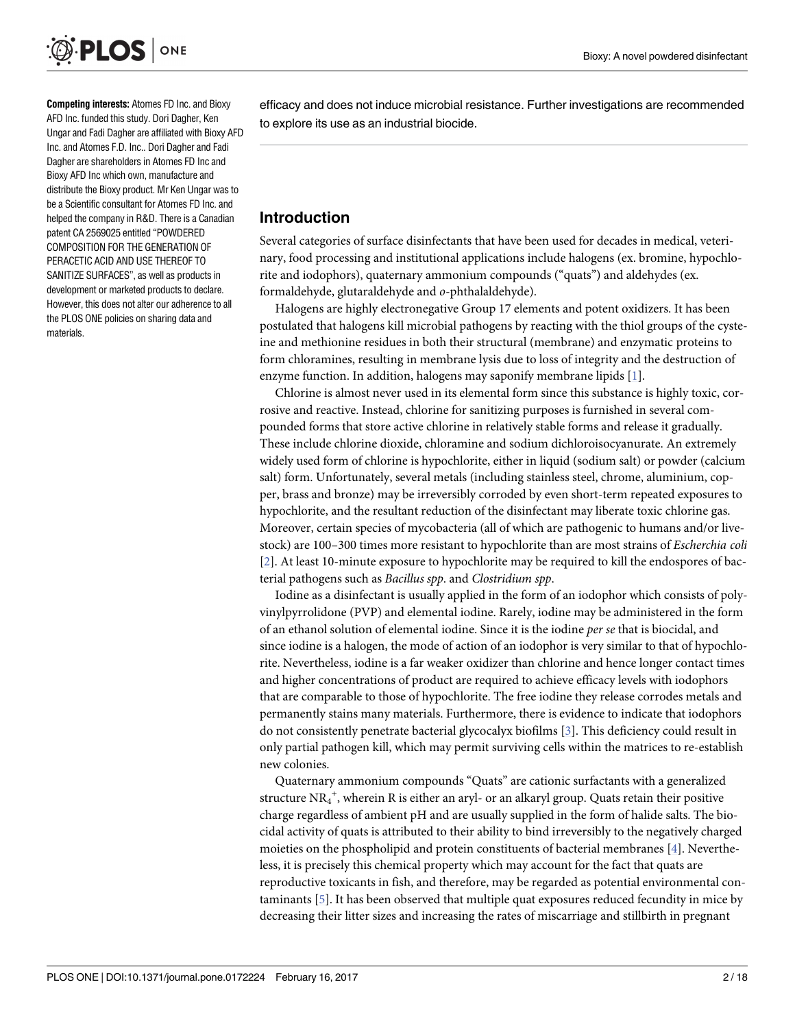**Competing interests:** Atomes FD Inc. and Bioxy AFD Inc. funded this study. Dori Dagher, Ken Ungar and Fadi Dagher are affiliated with Bioxy AFD Inc. and Atomes F.D. Inc.. Dori Dagher and Fadi Dagher are shareholders in Atomes FD Inc and Bioxy AFD Inc which own, manufacture and distribute the Bioxy product. Mr Ken Ungar was to be a Scientific consultant for Atomes FD Inc. and helped the company in R&D. There is a Canadian patent CA 2569025 entitled "POWDERED COMPOSITION FOR THE GENERATION OF PERACETIC ACID AND USE THEREOF TO SANITIZE SURFACES", as well as products in development or marketed products to declare. However, this does not alter our adherence to all the PLOS ONE policies on sharing data and materials.

efficacy and does not induce microbial resistance. Further investigations are recommended to explore its use as an industrial biocide.

## Introduction

Several categories of surface disinfectants that have been used for decades in medical, veterinary, food processing and institutional applications include halogens (ex. bromine, hypochlorite and iodophors), quaternary ammonium compounds ("quats") and aldehydes (ex. formaldehyde, glutaraldehyde and *o*-phthalaldehyde).

Halogens are highly electronegative Group 17 elements and potent oxidizers. It has been postulated that halogens kill microbial pathogens by reacting with the thiol groups of the cysteine and methionine residues in both their structural (membrane) and enzymatic proteins to form chloramines, resulting in membrane lysis due to loss of integrity and the destruction of enzyme function. In addition, halogens may saponify membrane lipids [1].

Chlorine is almost never used in its elemental form since this substance is highly toxic, corrosive and reactive. Instead, chlorine for sanitizing purposes is furnished in several compounded forms that store active chlorine in relatively stable forms and release it gradually. These include chlorine dioxide, chloramine and sodium dichloroisocyanurate. An extremely widely used form of chlorine is hypochlorite, either in liquid (sodium salt) or powder (calcium salt) form. Unfortunately, several metals (including stainless steel, chrome, aluminium, copper, brass and bronze) may be irreversibly corroded by even short-term repeated exposures to hypochlorite, and the resultant reduction of the disinfectant may liberate toxic chlorine gas. Moreover, certain species of mycobacteria (all of which are pathogenic to humans and/or livestock) are 100–300 times more resistant to hypochlorite than are most strains of *Escherichia coli* [2]. At least 10-minute exposure to hypochlorite may be required to kill the endospores of bacterial pathogens such as *Bacillus spp*. and *Clostridium spp*.

Iodine as a disinfectant is usually applied in the form of an iodophor which consists of polyvinylpyrrolidone (PVP) and elemental iodine. Rarely, iodine may be administered in the form of an ethanol solution of elemental iodine. Since it is the iodine *per se* that is biocidal, and since iodine is a halogen, the mode of action of an iodophor is very similar to that of hypochlorite. Nevertheless, iodine is a far weaker oxidizer than chlorine and hence longer contact times and higher concentrations of product are required to achieve efficacy levels with iodophors that are comparable to those of hypochlorite. The free iodine they release corrodes metals and permanently stains many materials. Furthermore, there is evidence to indicate that iodophors do not consistently penetrate bacterial glycocalyx biofilms [3]. This deficiency could result in only partial pathogen kill, which may permit surviving cells within the matrices to re-establish new colonies.

Quaternary ammonium compounds "Quats" are cationic surfactants with a generalized structure $NR_4^+$, wherein R is either an aryl- or an alkaryl group. Quats retain their positive charge regardless of ambient pH and are usually supplied in the form of halide salts. The biocidal activity of quats is attributed to their ability to bind irreversibly to the negatively charged moieties on the phospholipid and protein constituents of bacterial membranes [4]. Nevertheless, it is precisely this chemical property which may account for the fact that quats are reproductive toxicants in fish, and therefore, may be regarded as potential environmental contaminants [5]. It has been observed that multiple quat exposures reduced fecundity in mice by decreasing their litter sizes and increasing the rates of miscarriage and stillbirth in pregnant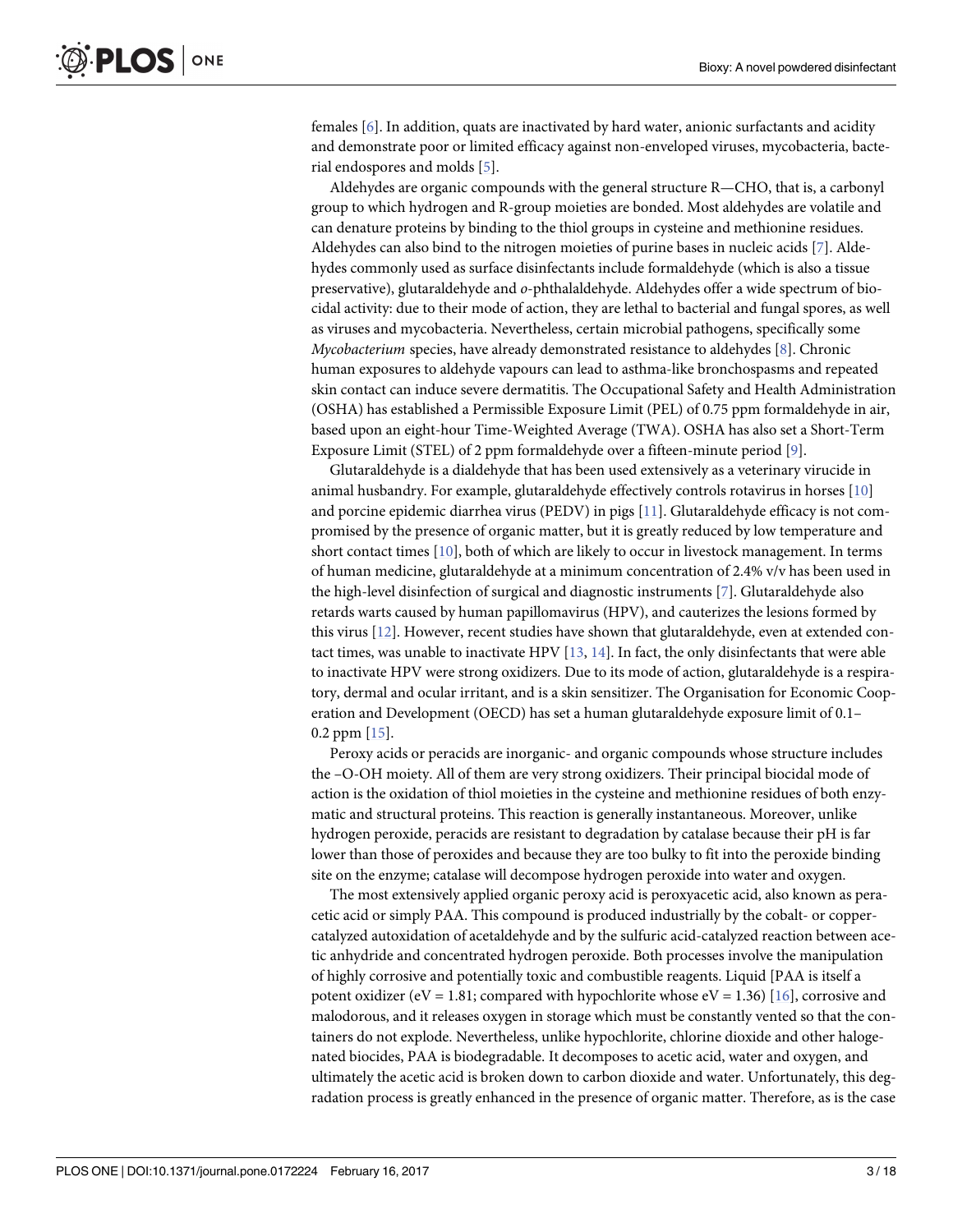females [6]. In addition, quats are inactivated by hard water, anionic surfactants and acidity and demonstrate poor or limited efficacy against non-enveloped viruses, mycobacteria, bacterial endospores and molds [5].

Aldehydes are organic compounds with the general structure R—CHO, that is, a carbonyl group to which hydrogen and R-group moieties are bonded. Most aldehydes are volatile and can denature proteins by binding to the thiol groups in cysteine and methionine residues. Aldehydes can also bind to the nitrogen moieties of purine bases in nucleic acids [7]. Aldehydes commonly used as surface disinfectants include formaldehyde (which is also a tissue preservative), glutaraldehyde and *o*-phthalaldehyde. Aldehydes offer a wide spectrum of biocidal activity: due to their mode of action, they are lethal to bacterial and fungal spores, as well as viruses and mycobacteria. Nevertheless, certain microbial pathogens, specifically some *Mycobacterium* species, have already demonstrated resistance to aldehydes [8]. Chronic human exposures to aldehyde vapours can lead to asthma-like bronchospasms and repeated skin contact can induce severe dermatitis. The Occupational Safety and Health Administration (OSHA) has established a Permissible Exposure Limit (PEL) of 0.75 ppm formaldehyde in air, based upon an eight-hour Time-Weighted Average (TWA). OSHA has also set a Short-Term Exposure Limit (STEL) of 2 ppm formaldehyde over a fifteen-minute period [9].

Glutaraldehyde is a dialdehyde that has been used extensively as a veterinary virucide in animal husbandry. For example, glutaraldehyde effectively controls rotavirus in horses [10] and porcine epidemic diarrhea virus (PEDV) in pigs [11]. Glutaraldehyde efficacy is not compromised by the presence of organic matter, but it is greatly reduced by low temperature and short contact times [10], both of which are likely to occur in livestock management. In terms of human medicine, glutaraldehyde at a minimum concentration of 2.4% v/v has been used in the high-level disinfection of surgical and diagnostic instruments [7]. Glutaraldehyde also retards warts caused by human papillomavirus (HPV), and cauterizes the lesions formed by this virus [12]. However, recent studies have shown that glutaraldehyde, even at extended contact times, was unable to inactivate HPV [13, 14]. In fact, the only disinfectants that were able to inactivate HPV were strong oxidizers. Due to its mode of action, glutaraldehyde is a respiratory, dermal and ocular irritant, and is a skin sensitizer. The Organisation for Economic Cooperation and Development (OECD) has set a human glutaraldehyde exposure limit of 0.1–0.2 ppm [15].

Peroxy acids or peracids are inorganic- and organic compounds whose structure includes the –O-OH moiety. All of them are very strong oxidizers. Their principal biocidal mode of action is the oxidation of thiol moieties in the cysteine and methionine residues of both enzymatic and structural proteins. This reaction is generally instantaneous. Moreover, unlike hydrogen peroxide, peracids are resistant to degradation by catalase because their pH is far lower than those of peroxides and because they are too bulky to fit into the peroxide binding site on the enzyme; catalase will decompose hydrogen peroxide into water and oxygen.

The most extensively applied organic peroxy acid is peroxyacetic acid, also known as peracetic acid or simply PAA. This compound is produced industrially by the cobalt- or copper-catalyzed autoxidation of acetaldehyde and by the sulfuric acid-catalyzed reaction between acetic anhydride and concentrated hydrogen peroxide. Both processes involve the manipulation of highly corrosive and potentially toxic and combustible reagents. Liquid [PAA is itself a potent oxidizer (eV = 1.81; compared with hypochlorite whose eV = 1.36) [16], corrosive and malodorous, and it releases oxygen in storage which must be constantly vented so that the containers do not explode. Nevertheless, unlike hypochlorite, chlorine dioxide and other halogenated biocides, PAA is biodegradable. It decomposes to acetic acid, water and oxygen, and ultimately the acetic acid is broken down to carbon dioxide and water. Unfortunately, this degradation process is greatly enhanced in the presence of organic matter. Therefore, as is the case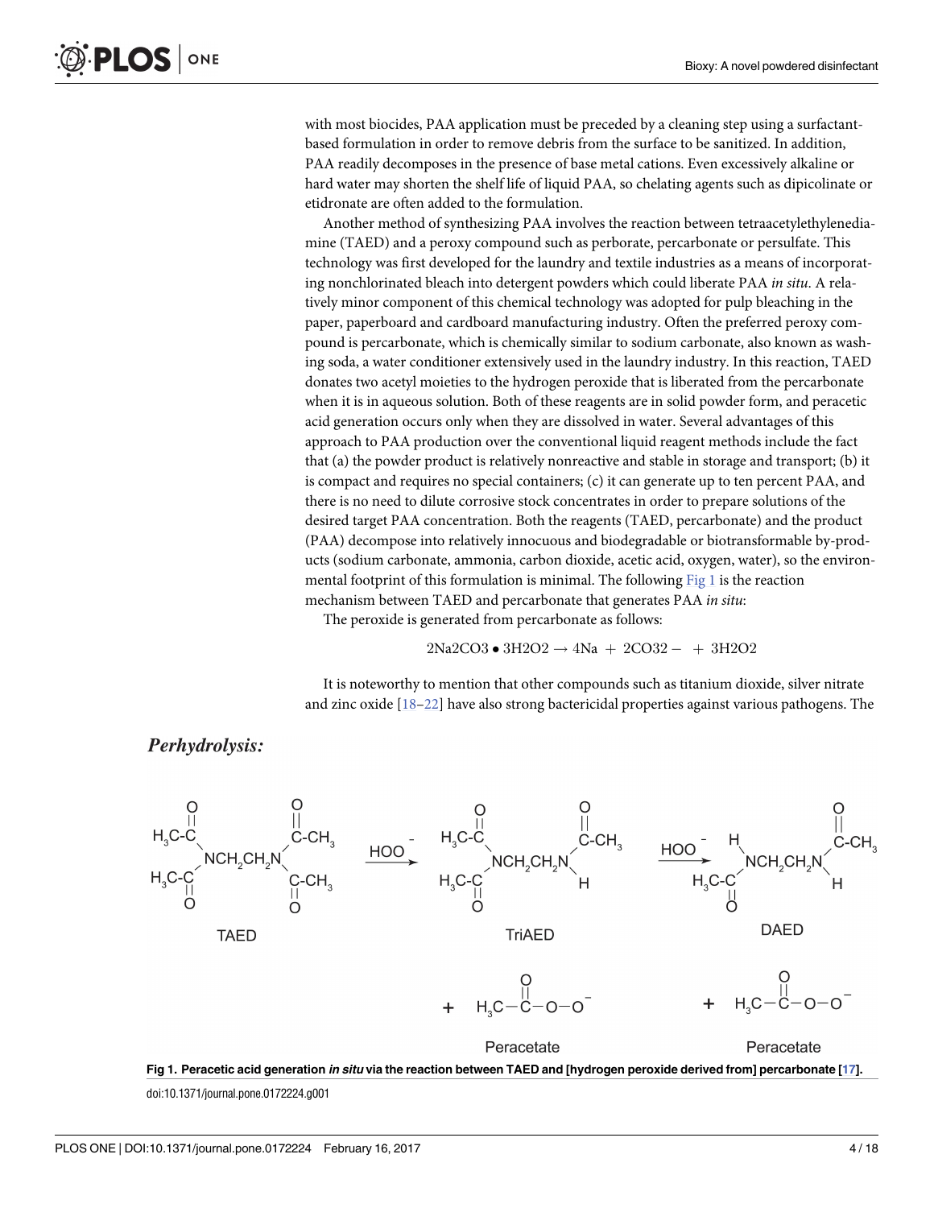with most biocides, PAA application must be preceded by a cleaning step using a surfactant-based formulation in order to remove debris from the surface to be sanitized. In addition, PAA readily decomposes in the presence of base metal cations. Even excessively alkaline or hard water may shorten the shelf life of liquid PAA, so chelating agents such as dipicolinate or etidronate are often added to the formulation.

Another method of synthesizing PAA involves the reaction between tetraacetylethylenediamine (TAED) and a peroxy compound such as perborate, percarbonate or persulfate. This technology was first developed for the laundry and textile industries as a means of incorporating nonchlorinated bleach into detergent powders which could liberate PAA *in situ*. A relatively minor component of this chemical technology was adopted for pulp bleaching in the paper, paperboard and cardboard manufacturing industry. Often the preferred peroxy compound is percarbonate, which is chemically similar to sodium carbonate, also known as washing soda, a water conditioner extensively used in the laundry industry. In this reaction, TAED donates two acetyl moieties to the hydrogen peroxide that is liberated from the percarbonate when it is in aqueous solution. Both of these reagents are in solid powder form, and peracetic acid generation occurs only when they are dissolved in water. Several advantages of this approach to PAA production over the conventional liquid reagent methods include the fact that (a) the powder product is relatively nonreactive and stable in storage and transport; (b) it is compact and requires no special containers; (c) it can generate up to ten percent PAA, and there is no need to dilute corrosive stock concentrates in order to prepare solutions of the desired target PAA concentration. Both the reagents (TAED, percarbonate) and the product (PAA) decompose into relatively innocuous and biodegradable or biotransformable by-products (sodium carbonate, ammonia, carbon dioxide, acetic acid, oxygen, water), so the environmental footprint of this formulation is minimal. The following Fig 1 is the reaction mechanism between TAED and percarbonate that generates PAA *in situ*:

The peroxide is generated from percarbonate as follows:

$$2Na2CO3 \bullet 3H2O2 \rightarrow 4Na \ + \ 2CO32- \ + \ 3H2O2$$

It is noteworthy to mention that other compounds such as titanium dioxide, silver nitrate and zinc oxide [18–22] have also strong bactericidal properties against various pathogens. The

***Perhydrolysis:***

**Fig 1. Peracetic acid generation *in situ* via the reaction between TAED and [hydrogen peroxide derived from] percarbonate [17].**

doi:10.1371/journal.pone.0172224.g001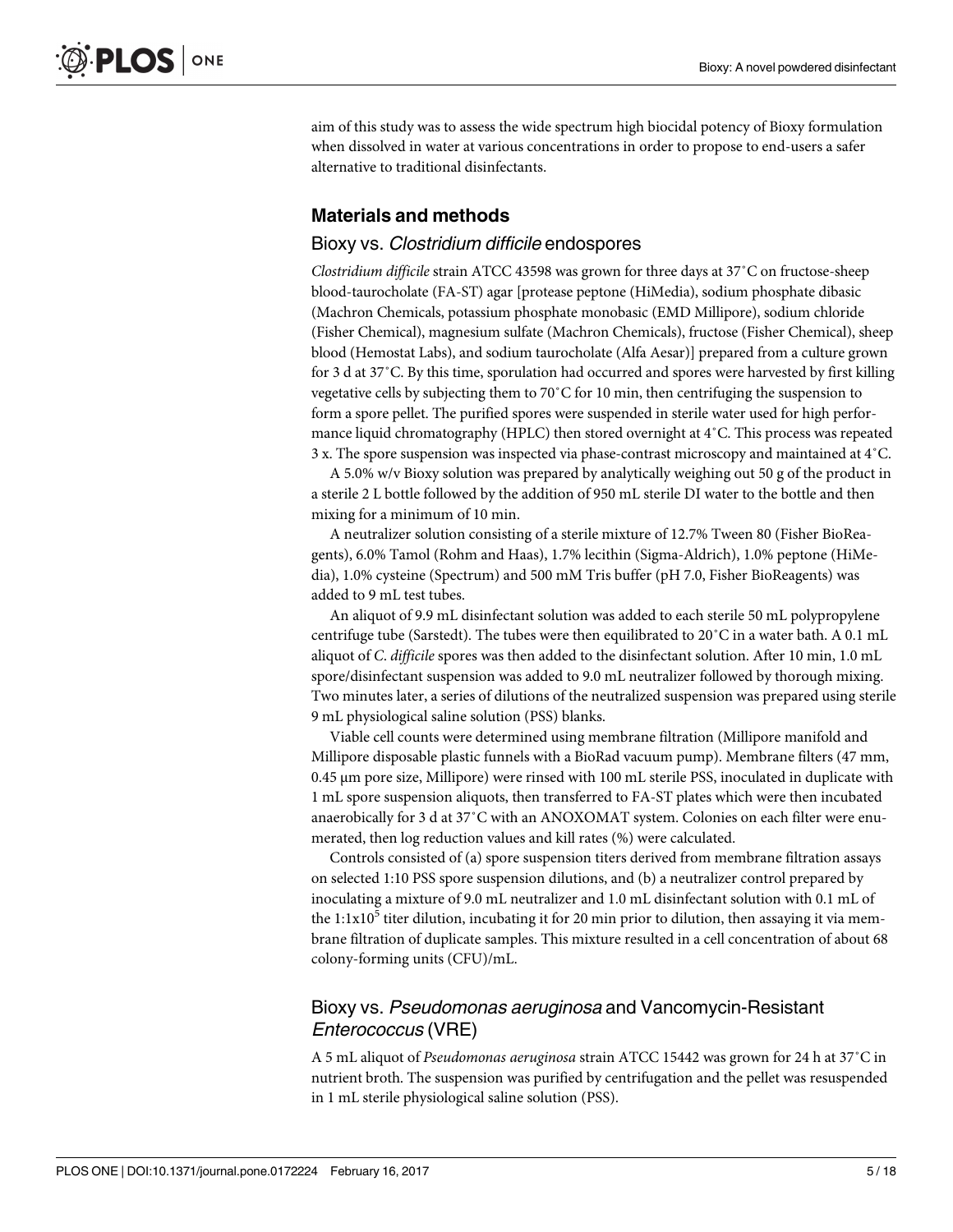aim of this study was to assess the wide spectrum high biocidal potency of Bioxy formulation when dissolved in water at various concentrations in order to propose to end-users a safer alternative to traditional disinfectants.

## Materials and methods

### Bioxy vs. *Clostridium difficile* endospores

*Clostridium difficile* strain ATCC 43598 was grown for three days at 37˚C on fructose-sheep blood-taurocholate (FA-ST) agar [protease peptone (HiMedia), sodium phosphate dibasic (Machron Chemicals, potassium phosphate monobasic (EMD Millipore), sodium chloride (Fisher Chemical), magnesium sulfate (Machron Chemicals), fructose (Fisher Chemical), sheep blood (Hemostat Labs), and sodium taurocholate (Alfa Aesar)] prepared from a culture grown for 3 d at 37˚C. By this time, sporulation had occurred and spores were harvested by first killing vegetative cells by subjecting them to 70˚C for 10 min, then centrifuging the suspension to form a spore pellet. The purified spores were suspended in sterile water used for high performance liquid chromatography (HPLC) then stored overnight at 4˚C. This process was repeated 3 x. The spore suspension was inspected via phase-contrast microscopy and maintained at 4˚C.

A 5.0% w/v Bioxy solution was prepared by analytically weighing out 50 g of the product in a sterile 2 L bottle followed by the addition of 950 mL sterile DI water to the bottle and then mixing for a minimum of 10 min.

A neutralizer solution consisting of a sterile mixture of 12.7% Tween 80 (Fisher BioReagents), 6.0% Tamol (Rohm and Haas), 1.7% lecithin (Sigma-Aldrich), 1.0% peptone (HiMedia), 1.0% cysteine (Spectrum) and 500 mM Tris buffer (pH 7.0, Fisher BioReagents) was added to 9 mL test tubes.

An aliquot of 9.9 mL disinfectant solution was added to each sterile 50 mL polypropylene centrifuge tube (Sarstedt). The tubes were then equilibrated to 20˚C in a water bath. A 0.1 mL aliquot of *C. difficile* spores was then added to the disinfectant solution. After 10 min, 1.0 mL spore/disinfectant suspension was added to 9.0 mL neutralizer followed by thorough mixing. Two minutes later, a series of dilutions of the neutralized suspension was prepared using sterile 9 mL physiological saline solution (PSS) blanks.

Viable cell counts were determined using membrane filtration (Millipore manifold and Millipore disposable plastic funnels with a BioRad vacuum pump). Membrane filters (47 mm, 0.45 μm pore size, Millipore) were rinsed with 100 mL sterile PSS, inoculated in duplicate with 1 mL spore suspension aliquots, then transferred to FA-ST plates which were then incubated anaerobically for 3 d at 37˚C with an ANOXOMAT system. Colonies on each filter were enumerated, then log reduction values and kill rates (%) were calculated.

Controls consisted of (a) spore suspension titers derived from membrane filtration assays on selected 1:10 PSS spore suspension dilutions, and (b) a neutralizer control prepared by inoculating a mixture of 9.0 mL neutralizer and 1.0 mL disinfectant solution with 0.1 mL of the $1{:}1 \times 10^5$ titer dilution, incubating it for 20 min prior to dilution, then assaying it via membrane filtration of duplicate samples. This mixture resulted in a cell concentration of about 68 colony-forming units (CFU)/mL.

### Bioxy vs. *Pseudomonas aeruginosa* and Vancomycin-Resistant *Enterococcus* (VRE)

A 5 mL aliquot of *Pseudomonas aeruginosa* strain ATCC 15442 was grown for 24 h at 37˚C in nutrient broth. The suspension was purified by centrifugation and the pellet was resuspended in 1 mL sterile physiological saline solution (PSS).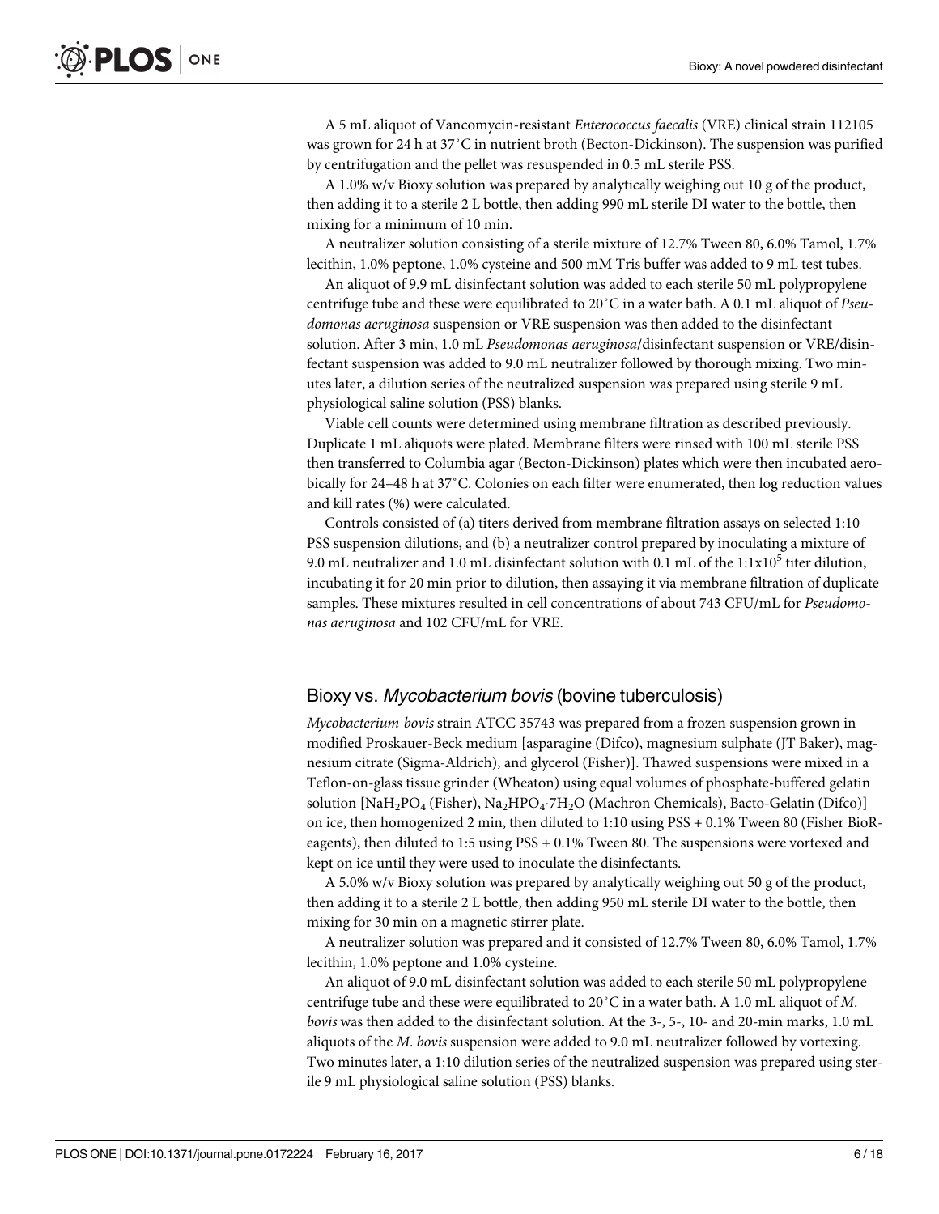A 5 mL aliquot of Vancomycin-resistant *Enterococcus faecalis* (VRE) clinical strain 112105 was grown for 24 h at 37˚C in nutrient broth (Becton-Dickinson). The suspension was purified by centrifugation and the pellet was resuspended in 0.5 mL sterile PSS.

A 1.0% w/v Bioxy solution was prepared by analytically weighing out 10 g of the product, then adding it to a sterile 2 L bottle, then adding 990 mL sterile DI water to the bottle, then mixing for a minimum of 10 min.

A neutralizer solution consisting of a sterile mixture of 12.7% Tween 80, 6.0% Tamol, 1.7% lecithin, 1.0% peptone, 1.0% cysteine and 500 mM Tris buffer was added to 9 mL test tubes.

An aliquot of 9.9 mL disinfectant solution was added to each sterile 50 mL polypropylene centrifuge tube and these were equilibrated to 20˚C in a water bath. A 0.1 mL aliquot of *Pseudomonas aeruginosa* suspension or VRE suspension was then added to the disinfectant solution. After 3 min, 1.0 mL *Pseudomonas aeruginosa*/disinfectant suspension or VRE/disinfectant suspension was added to 9.0 mL neutralizer followed by thorough mixing. Two minutes later, a dilution series of the neutralized suspension was prepared using sterile 9 mL physiological saline solution (PSS) blanks.

Viable cell counts were determined using membrane filtration as described previously. Duplicate 1 mL aliquots were plated. Membrane filters were rinsed with 100 mL sterile PSS then transferred to Columbia agar (Becton-Dickinson) plates which were then incubated aerobically for 24–48 h at 37˚C. Colonies on each filter were enumerated, then log reduction values and kill rates (%) were calculated.

Controls consisted of (a) titers derived from membrane filtration assays on selected 1:10 PSS suspension dilutions, and (b) a neutralizer control prepared by inoculating a mixture of 9.0 mL neutralizer and 1.0 mL disinfectant solution with 0.1 mL of the 1:1x$10^5$ titer dilution, incubating it for 20 min prior to dilution, then assaying it via membrane filtration of duplicate samples. These mixtures resulted in cell concentrations of about 743 CFU/mL for *Pseudomonas aeruginosa* and 102 CFU/mL for VRE.

## Bioxy vs. *Mycobacterium bovis* (bovine tuberculosis)

*Mycobacterium bovis* strain ATCC 35743 was prepared from a frozen suspension grown in modified Proskauer-Beck medium [asparagine (Difco), magnesium sulphate (JT Baker), magnesium citrate (Sigma-Aldrich), and glycerol (Fisher)]. Thawed suspensions were mixed in a Teflon-on-glass tissue grinder (Wheaton) using equal volumes of phosphate-buffered gelatin solution [$NaH_2PO_4$ (Fisher), $Na_2HPO_4{\cdot}7H_2O$ (Machron Chemicals), Bacto-Gelatin (Difco)] on ice, then homogenized 2 min, then diluted to 1:10 using PSS + 0.1% Tween 80 (Fisher BioReagents), then diluted to 1:5 using PSS + 0.1% Tween 80. The suspensions were vortexed and kept on ice until they were used to inoculate the disinfectants.

A 5.0% w/v Bioxy solution was prepared by analytically weighing out 50 g of the product, then adding it to a sterile 2 L bottle, then adding 950 mL sterile DI water to the bottle, then mixing for 30 min on a magnetic stirrer plate.

A neutralizer solution was prepared and it consisted of 12.7% Tween 80, 6.0% Tamol, 1.7% lecithin, 1.0% peptone and 1.0% cysteine.

An aliquot of 9.0 mL disinfectant solution was added to each sterile 50 mL polypropylene centrifuge tube and these were equilibrated to 20˚C in a water bath. A 1.0 mL aliquot of *M. bovis* was then added to the disinfectant solution. At the 3-, 5-, 10- and 20-min marks, 1.0 mL aliquots of the *M. bovis* suspension were added to 9.0 mL neutralizer followed by vortexing. Two minutes later, a 1:10 dilution series of the neutralized suspension was prepared using sterile 9 mL physiological saline solution (PSS) blanks.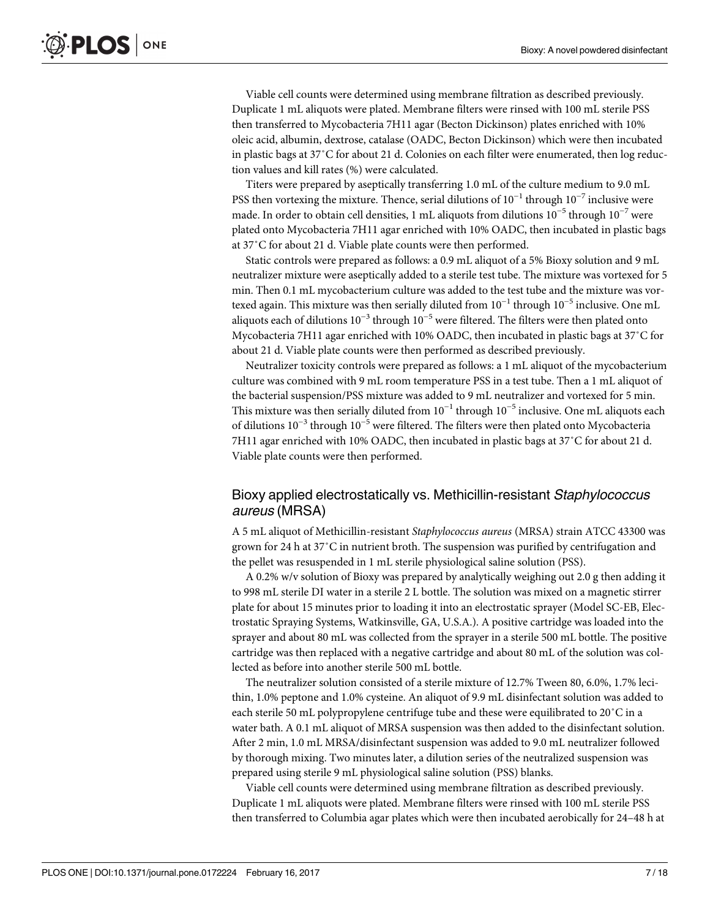Viable cell counts were determined using membrane filtration as described previously. Duplicate 1 mL aliquots were plated. Membrane filters were rinsed with 100 mL sterile PSS then transferred to Mycobacteria 7H11 agar (Becton Dickinson) plates enriched with 10% oleic acid, albumin, dextrose, catalase (OADC, Becton Dickinson) which were then incubated in plastic bags at 37˚C for about 21 d. Colonies on each filter were enumerated, then log reduction values and kill rates (%) were calculated.

Titers were prepared by aseptically transferring 1.0 mL of the culture medium to 9.0 mL PSS then vortexing the mixture. Thence, serial dilutions of $10^{-1}$ through $10^{-7}$ inclusive were made. In order to obtain cell densities, 1 mL aliquots from dilutions $10^{-5}$ through $10^{-7}$ were plated onto Mycobacteria 7H11 agar enriched with 10% OADC, then incubated in plastic bags at 37˚C for about 21 d. Viable plate counts were then performed.

Static controls were prepared as follows: a 0.9 mL aliquot of a 5% Bioxy solution and 9 mL neutralizer mixture were aseptically added to a sterile test tube. The mixture was vortexed for 5 min. Then 0.1 mL mycobacterium culture was added to the test tube and the mixture was vortexed again. This mixture was then serially diluted from $10^{-1}$ through $10^{-5}$ inclusive. One mL aliquots each of dilutions $10^{-3}$ through $10^{-5}$ were filtered. The filters were then plated onto Mycobacteria 7H11 agar enriched with 10% OADC, then incubated in plastic bags at 37˚C for about 21 d. Viable plate counts were then performed as described previously.

Neutralizer toxicity controls were prepared as follows: a 1 mL aliquot of the mycobacterium culture was combined with 9 mL room temperature PSS in a test tube. Then a 1 mL aliquot of the bacterial suspension/PSS mixture was added to 9 mL neutralizer and vortexed for 5 min. This mixture was then serially diluted from $10^{-1}$ through $10^{-5}$ inclusive. One mL aliquots each of dilutions $10^{-3}$ through $10^{-5}$ were filtered. The filters were then plated onto Mycobacteria 7H11 agar enriched with 10% OADC, then incubated in plastic bags at 37˚C for about 21 d. Viable plate counts were then performed.

## Bioxy applied electrostatically vs. Methicillin-resistant *Staphylococcus aureus* (MRSA)

A 5 mL aliquot of Methicillin-resistant *Staphylococcus aureus* (MRSA) strain ATCC 43300 was grown for 24 h at 37˚C in nutrient broth. The suspension was purified by centrifugation and the pellet was resuspended in 1 mL sterile physiological saline solution (PSS).

A 0.2% w/v solution of Bioxy was prepared by analytically weighing out 2.0 g then adding it to 998 mL sterile DI water in a sterile 2 L bottle. The solution was mixed on a magnetic stirrer plate for about 15 minutes prior to loading it into an electrostatic sprayer (Model SC-EB, Electrostatic Spraying Systems, Watkinsville, GA, U.S.A.). A positive cartridge was loaded into the sprayer and about 80 mL was collected from the sprayer in a sterile 500 mL bottle. The positive cartridge was then replaced with a negative cartridge and about 80 mL of the solution was collected as before into another sterile 500 mL bottle.

The neutralizer solution consisted of a sterile mixture of 12.7% Tween 80, 6.0%, 1.7% lecithin, 1.0% peptone and 1.0% cysteine. An aliquot of 9.9 mL disinfectant solution was added to each sterile 50 mL polypropylene centrifuge tube and these were equilibrated to 20˚C in a water bath. A 0.1 mL aliquot of MRSA suspension was then added to the disinfectant solution. After 2 min, 1.0 mL MRSA/disinfectant suspension was added to 9.0 mL neutralizer followed by thorough mixing. Two minutes later, a dilution series of the neutralized suspension was prepared using sterile 9 mL physiological saline solution (PSS) blanks.

Viable cell counts were determined using membrane filtration as described previously. Duplicate 1 mL aliquots were plated. Membrane filters were rinsed with 100 mL sterile PSS then transferred to Columbia agar plates which were then incubated aerobically for 24–48 h at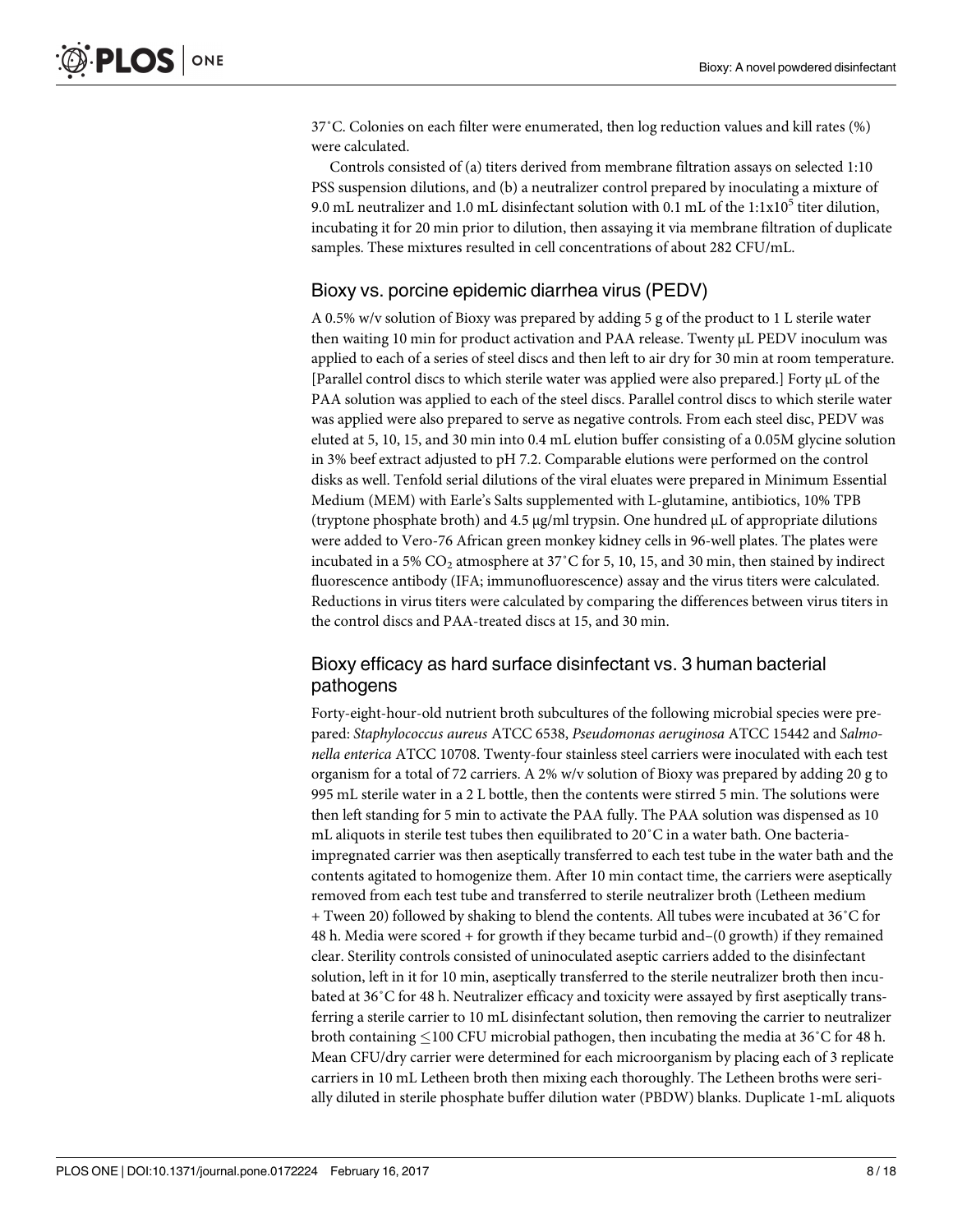37˚C. Colonies on each filter were enumerated, then log reduction values and kill rates (%) were calculated.

Controls consisted of (a) titers derived from membrane filtration assays on selected 1:10 PSS suspension dilutions, and (b) a neutralizer control prepared by inoculating a mixture of 9.0 mL neutralizer and 1.0 mL disinfectant solution with 0.1 mL of the $1:1x10^5$ titer dilution, incubating it for 20 min prior to dilution, then assaying it via membrane filtration of duplicate samples. These mixtures resulted in cell concentrations of about 282 CFU/mL.

## Bioxy vs. porcine epidemic diarrhea virus (PEDV)

A 0.5% w/v solution of Bioxy was prepared by adding 5 g of the product to 1 L sterile water then waiting 10 min for product activation and PAA release. Twenty μL PEDV inoculum was applied to each of a series of steel discs and then left to air dry for 30 min at room temperature. [Parallel control discs to which sterile water was applied were also prepared.] Forty μL of the PAA solution was applied to each of the steel discs. Parallel control discs to which sterile water was applied were also prepared to serve as negative controls. From each steel disc, PEDV was eluted at 5, 10, 15, and 30 min into 0.4 mL elution buffer consisting of a 0.05M glycine solution in 3% beef extract adjusted to pH 7.2. Comparable elutions were performed on the control disks as well. Tenfold serial dilutions of the viral eluates were prepared in Minimum Essential Medium (MEM) with Earle's Salts supplemented with L-glutamine, antibiotics, 10% TPB (tryptone phosphate broth) and 4.5 μg/ml trypsin. One hundred μL of appropriate dilutions were added to Vero-76 African green monkey kidney cells in 96-well plates. The plates were incubated in a 5% $CO_2$ atmosphere at 37˚C for 5, 10, 15, and 30 min, then stained by indirect fluorescence antibody (IFA; immunofluorescence) assay and the virus titers were calculated. Reductions in virus titers were calculated by comparing the differences between virus titers in the control discs and PAA-treated discs at 15, and 30 min.

## Bioxy efficacy as hard surface disinfectant vs. 3 human bacterial pathogens

Forty-eight-hour-old nutrient broth subcultures of the following microbial species were prepared: *Staphylococcus aureus* ATCC 6538, *Pseudomonas aeruginosa* ATCC 15442 and *Salmonella enterica* ATCC 10708. Twenty-four stainless steel carriers were inoculated with each test organism for a total of 72 carriers. A 2% w/v solution of Bioxy was prepared by adding 20 g to 995 mL sterile water in a 2 L bottle, then the contents were stirred 5 min. The solutions were then left standing for 5 min to activate the PAA fully. The PAA solution was dispensed as 10 mL aliquots in sterile test tubes then equilibrated to 20˚C in a water bath. One bacteria-impregnated carrier was then aseptically transferred to each test tube in the water bath and the contents agitated to homogenize them. After 10 min contact time, the carriers were aseptically removed from each test tube and transferred to sterile neutralizer broth (Letheen medium + Tween 20) followed by shaking to blend the contents. All tubes were incubated at 36˚C for 48 h. Media were scored + for growth if they became turbid and–(0 growth) if they remained clear. Sterility controls consisted of uninoculated aseptic carriers added to the disinfectant solution, left in it for 10 min, aseptically transferred to the sterile neutralizer broth then incubated at 36˚C for 48 h. Neutralizer efficacy and toxicity were assayed by first aseptically transferring a sterile carrier to 10 mL disinfectant solution, then removing the carrier to neutralizer broth containing ≤100 CFU microbial pathogen, then incubating the media at 36˚C for 48 h. Mean CFU/dry carrier were determined for each microorganism by placing each of 3 replicate carriers in 10 mL Letheen broth then mixing each thoroughly. The Letheen broths were serially diluted in sterile phosphate buffer dilution water (PBDW) blanks. Duplicate 1-mL aliquots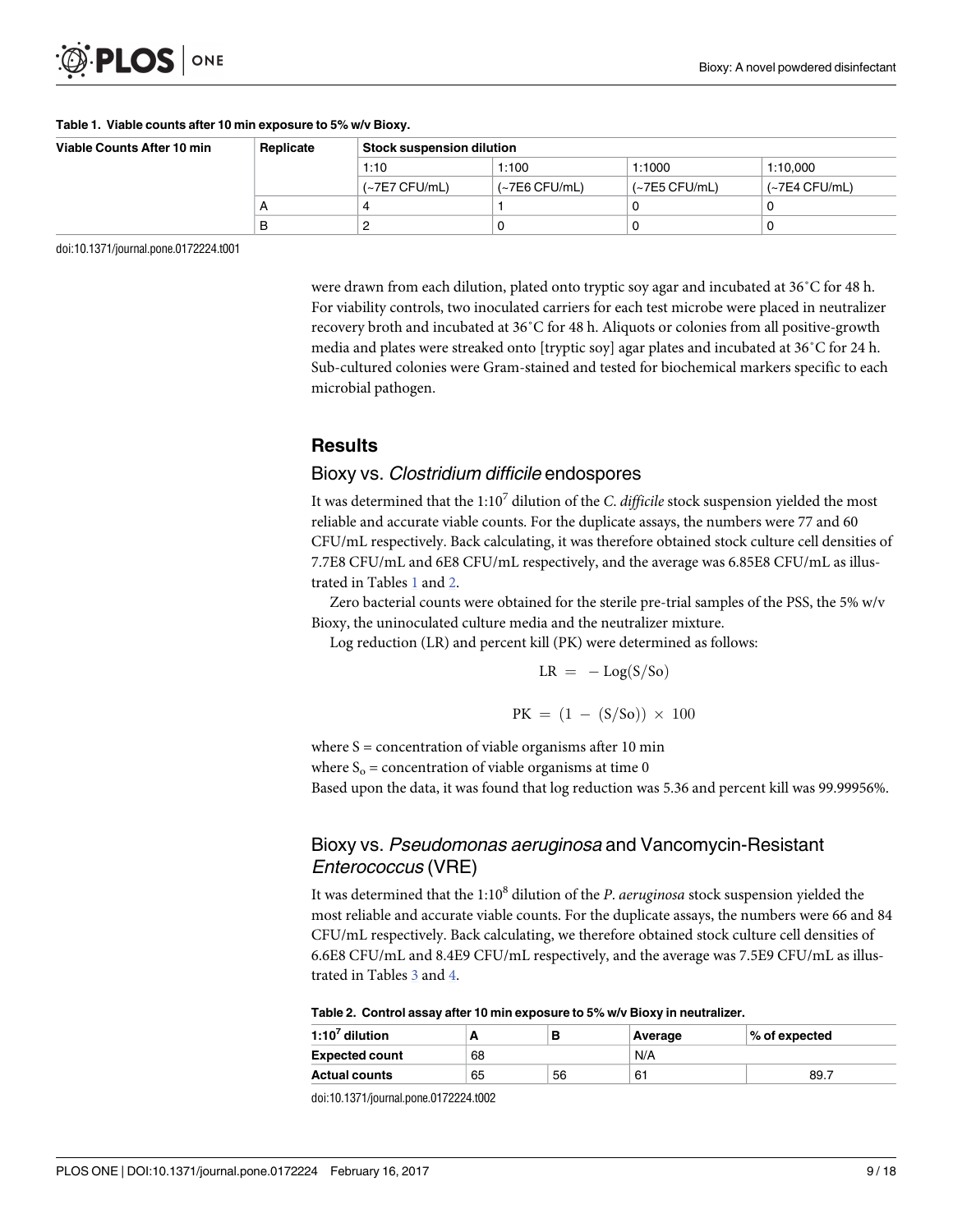**Table 1. Viable counts after 10 min exposure to 5% w/v Bioxy.**

| Viable Counts After 10 min | Replicate | Stock suspension dilution | | | |
|---|---|---|---|---|---|
| | | 1:10 | 1:100 | 1:1000 | 1:10,000 |
| | | (~7E7 CFU/mL) | (~7E6 CFU/mL) | (~7E5 CFU/mL) | (~7E4 CFU/mL) |
| | A | 4 | 1 | 0 | 0 |
| | B | 2 | 0 | 0 | 0 |

doi:10.1371/journal.pone.0172224.t001

were drawn from each dilution, plated onto tryptic soy agar and incubated at 36˚C for 48 h. For viability controls, two inoculated carriers for each test microbe were placed in neutralizer recovery broth and incubated at 36˚C for 48 h. Aliquots or colonies from all positive-growth media and plates were streaked onto [tryptic soy] agar plates and incubated at 36˚C for 24 h. Sub-cultured colonies were Gram-stained and tested for biochemical markers specific to each microbial pathogen.

## Results

### Bioxy vs. *Clostridium difficile* endospores

It was determined that the 1:$10^7$ dilution of the *C. difficile* stock suspension yielded the most reliable and accurate viable counts. For the duplicate assays, the numbers were 77 and 60 CFU/mL respectively. Back calculating, it was therefore obtained stock culture cell densities of 7.7E8 CFU/mL and 6E8 CFU/mL respectively, and the average was 6.85E8 CFU/mL as illustrated in Tables 1 and 2.

Zero bacterial counts were obtained for the sterile pre-trial samples of the PSS, the 5% w/v Bioxy, the uninoculated culture media and the neutralizer mixture.

Log reduction (LR) and percent kill (PK) were determined as follows:

$$LR = -\mathrm{Log}(S/So)$$

$$PK = (1 - (S/So)) \times 100$$

where S = concentration of viable organisms after 10 min

where $S_o$ = concentration of viable organisms at time 0

Based upon the data, it was found that log reduction was 5.36 and percent kill was 99.99956%.

### Bioxy vs. *Pseudomonas aeruginosa* and Vancomycin-Resistant *Enterococcus* (VRE)

It was determined that the 1:$10^8$ dilution of the *P. aeruginosa* stock suspension yielded the most reliable and accurate viable counts. For the duplicate assays, the numbers were 66 and 84 CFU/mL respectively. Back calculating, we therefore obtained stock culture cell densities of 6.6E8 CFU/mL and 8.4E9 CFU/mL respectively, and the average was 7.5E9 CFU/mL as illustrated in Tables 3 and 4.

**Table 2. Control assay after 10 min exposure to 5% w/v Bioxy in neutralizer.**

| 1:$10^7$ dilution | A | B | Average | % of expected |
|---|---|---|---|---|
| Expected count | 68 | | N/A | |
| Actual counts | 65 | 56 | 61 | 89.7 |

doi:10.1371/journal.pone.0172224.t002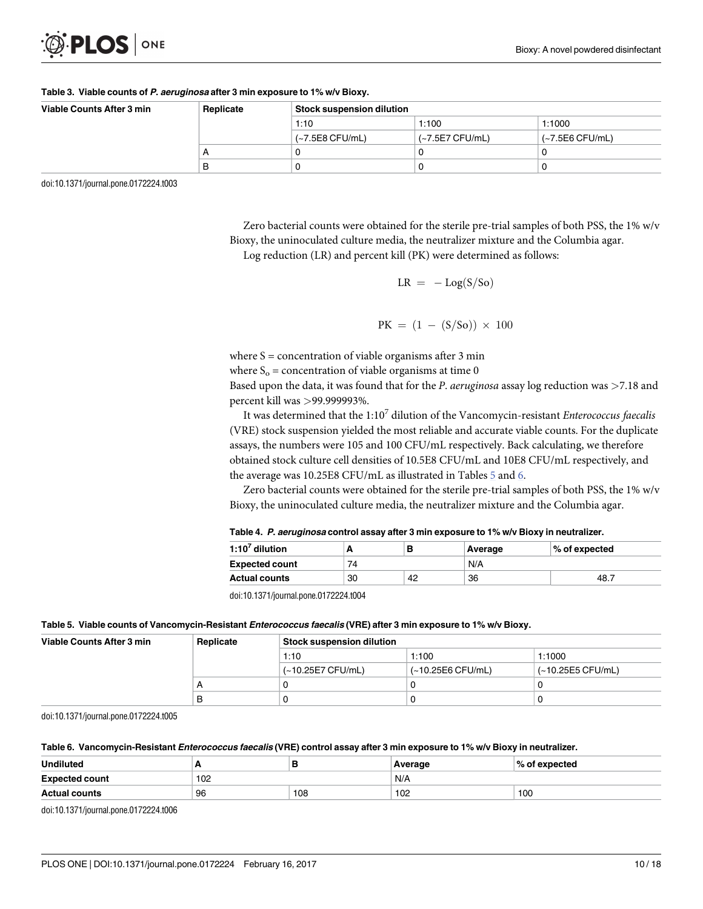**Table 3. Viable counts of *P. aeruginosa* after 3 min exposure to 1% w/v Bioxy.**

| Viable Counts After 3 min | Replicate | Stock suspension dilution | | |
|---|---|---|---|---|
| | | 1:10 | 1:100 | 1:1000 |
| | | (~7.5E8 CFU/mL) | (~7.5E7 CFU/mL) | (~7.5E6 CFU/mL) |
| | A | 0 | 0 | 0 |
| | B | 0 | 0 | 0 |

doi:10.1371/journal.pone.0172224.t003

Zero bacterial counts were obtained for the sterile pre-trial samples of both PSS, the 1% w/v Bioxy, the uninoculated culture media, the neutralizer mixture and the Columbia agar.

Log reduction (LR) and percent kill (PK) were determined as follows:

$$LR = -\mathrm{Log}(S/So)$$

$$PK = (1 - (S/So)) \times 100$$

where S = concentration of viable organisms after 3 min

where $S_o$ = concentration of viable organisms at time 0

Based upon the data, it was found that for the *P. aeruginosa* assay log reduction was >7.18 and percent kill was >99.999993%.

It was determined that the $1{:}10^7$ dilution of the Vancomycin-resistant *Enterococcus faecalis* (VRE) stock suspension yielded the most reliable and accurate viable counts. For the duplicate assays, the numbers were 105 and 100 CFU/mL respectively. Back calculating, we therefore obtained stock culture cell densities of 10.5E8 CFU/mL and 10E8 CFU/mL respectively, and the average was 10.25E8 CFU/mL as illustrated in Tables 5 and 6.

Zero bacterial counts were obtained for the sterile pre-trial samples of both PSS, the 1% w/v Bioxy, the uninoculated culture media, the neutralizer mixture and the Columbia agar.

**Table 4. *P. aeruginosa* control assay after 3 min exposure to 1% w/v Bioxy in neutralizer.**

| $1{:}10^7$ dilution | A | B | Average | % of expected |
|---|---|---|---|---|
| **Expected count** | 74 | | N/A | |
| **Actual counts** | 30 | 42 | 36 | 48.7 |

doi:10.1371/journal.pone.0172224.t004

**Table 5. Viable counts of Vancomycin-Resistant *Enterococcus faecalis* (VRE) after 3 min exposure to 1% w/v Bioxy.**

| Viable Counts After 3 min | Replicate | Stock suspension dilution | | |
|---|---|---|---|---|
| | | 1:10 | 1:100 | 1:1000 |
| | | (~10.25E7 CFU/mL) | (~10.25E6 CFU/mL) | (~10.25E5 CFU/mL) |
| | A | 0 | 0 | 0 |
| | B | 0 | 0 | 0 |

doi:10.1371/journal.pone.0172224.t005

**Table 6. Vancomycin-Resistant *Enterococcus faecalis* (VRE) control assay after 3 min exposure to 1% w/v Bioxy in neutralizer.**

| Undiluted | A | B | Average | % of expected |
|---|---|---|---|---|
| **Expected count** | 102 | | N/A | |
| **Actual counts** | 96 | 108 | 102 | 100 |

doi:10.1371/journal.pone.0172224.t006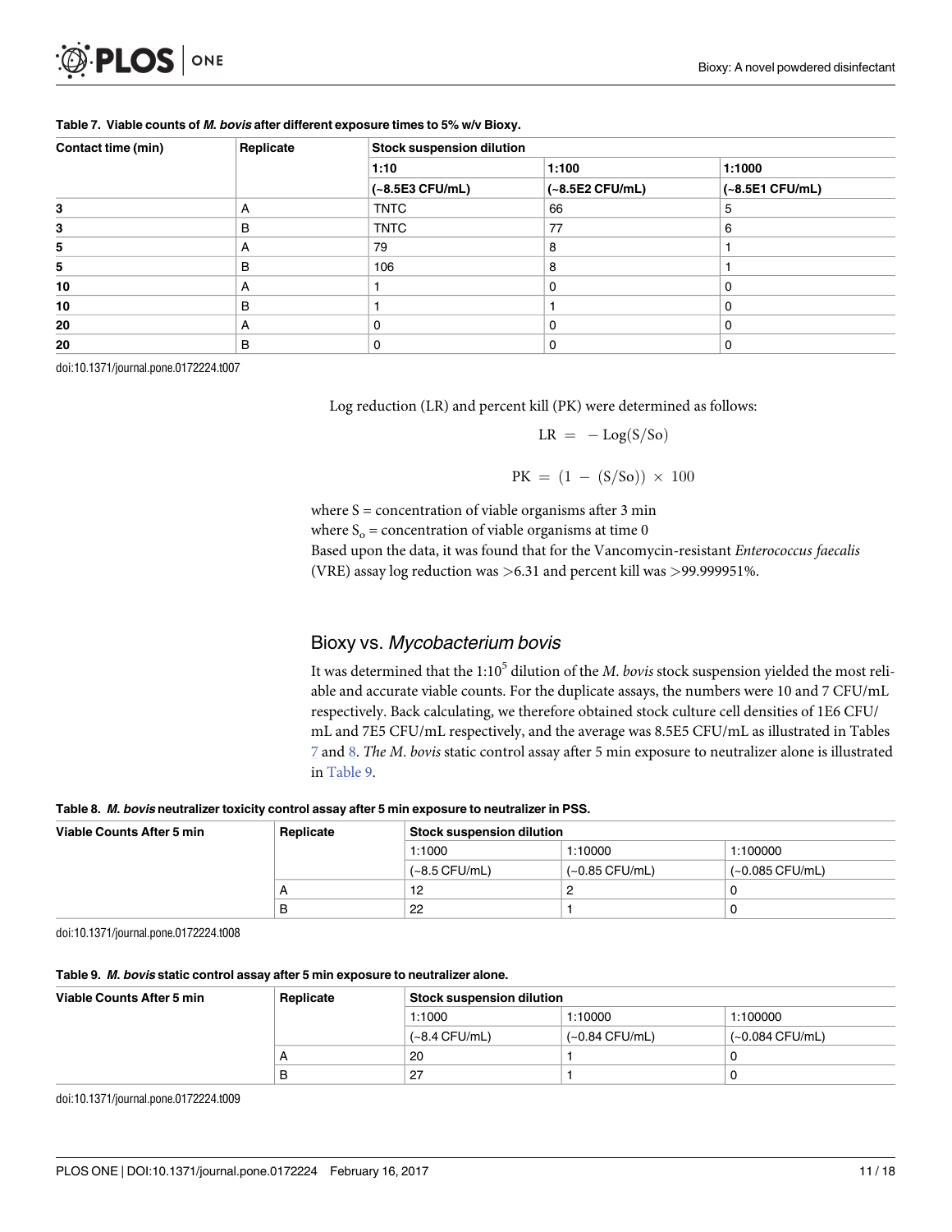**Table 7. Viable counts of *M. bovis* after different exposure times to 5% w/v Bioxy.**

| Contact time (min) | Replicate | Stock suspension dilution | | |
|---|---|---|---|---|
| | | 1:10 | 1:100 | 1:1000 |
| | | (~8.5E3 CFU/mL) | (~8.5E2 CFU/mL) | (~8.5E1 CFU/mL) |
| 3 | A | TNTC | 66 | 5 |
| 3 | B | TNTC | 77 | 6 |
| 5 | A | 79 | 8 | 1 |
| 5 | B | 106 | 8 | 1 |
| 10 | A | 1 | 0 | 0 |
| 10 | B | 1 | 1 | 0 |
| 20 | A | 0 | 0 | 0 |
| 20 | B | 0 | 0 | 0 |

doi:10.1371/journal.pone.0172224.t007

Log reduction (LR) and percent kill (PK) were determined as follows:

$$LR = -Log(S/So)$$

$$PK = (1 - (S/So)) \times 100$$

where S = concentration of viable organisms after 3 min
where $S_o$ = concentration of viable organisms at time 0
Based upon the data, it was found that for the Vancomycin-resistant *Enterococcus faecalis* (VRE) assay log reduction was >6.31 and percent kill was >99.999951%.

## Bioxy vs. *Mycobacterium bovis*

It was determined that the $1{:}10^5$ dilution of the *M. bovis* stock suspension yielded the most reliable and accurate viable counts. For the duplicate assays, the numbers were 10 and 7 CFU/mL respectively. Back calculating, we therefore obtained stock culture cell densities of 1E6 CFU/mL and 7E5 CFU/mL respectively, and the average was 8.5E5 CFU/mL as illustrated in Tables 7 and 8. *The M. bovis* static control assay after 5 min exposure to neutralizer alone is illustrated in Table 9.

**Table 8. *M. bovis* neutralizer toxicity control assay after 5 min exposure to neutralizer in PSS.**

| Viable Counts After 5 min | Replicate | Stock suspension dilution | | |
|---|---|---|---|---|
| | | 1:1000 | 1:10000 | 1:100000 |
| | | (~8.5 CFU/mL) | (~0.85 CFU/mL) | (~0.085 CFU/mL) |
| | A | 12 | 2 | 0 |
| | B | 22 | 1 | 0 |

doi:10.1371/journal.pone.0172224.t008

**Table 9. *M. bovis* static control assay after 5 min exposure to neutralizer alone.**

| Viable Counts After 5 min | Replicate | Stock suspension dilution | | |
|---|---|---|---|---|
| | | 1:1000 | 1:10000 | 1:100000 |
| | | (~8.4 CFU/mL) | (~0.84 CFU/mL) | (~0.084 CFU/mL) |
| | A | 20 | 1 | 0 |
| | B | 27 | 1 | 0 |

doi:10.1371/journal.pone.0172224.t009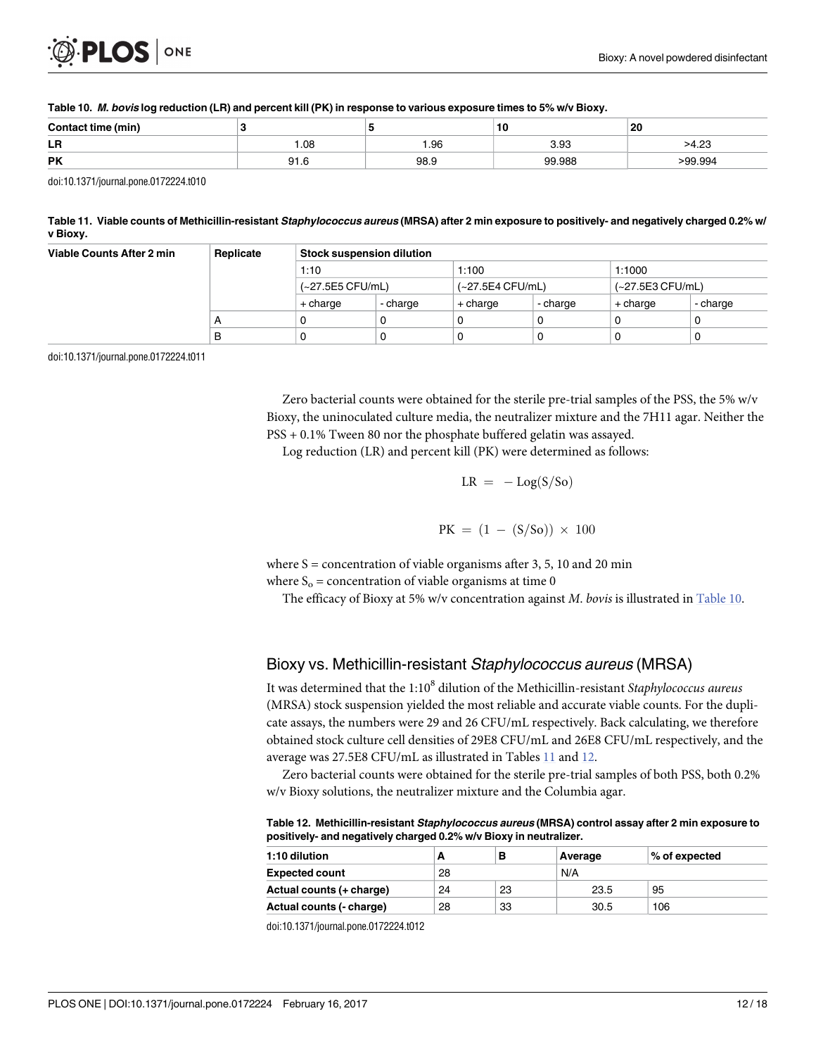**Table 10. *M. bovis* log reduction (LR) and percent kill (PK) in response to various exposure times to 5% w/v Bioxy.**

| Contact time (min) | 3 | 5 | 10 | 20 |
|---|---|---|---|---|
| **LR** | 1.08 | 1.96 | 3.93 | >4.23 |
| **PK** | 91.6 | 98.9 | 99.988 | >99.994 |

doi:10.1371/journal.pone.0172224.t010

**Table 11. Viable counts of Methicillin-resistant *Staphylococcus aureus* (MRSA) after 2 min exposure to positively- and negatively charged 0.2% w/v Bioxy.**

| Viable Counts After 2 min | Replicate | Stock suspension dilution | | | | | |
|---|---|---|---|---|---|---|---|
| | | 1:10 | | 1:100 | | 1:1000 | |
| | | (~27.5E5 CFU/mL) | | (~27.5E4 CFU/mL) | | (~27.5E3 CFU/mL) | |
| | | + charge | - charge | + charge | - charge | + charge | - charge |
| | A | 0 | 0 | 0 | 0 | 0 | 0 |
| | B | 0 | 0 | 0 | 0 | 0 | 0 |

doi:10.1371/journal.pone.0172224.t011

Zero bacterial counts were obtained for the sterile pre-trial samples of the PSS, the 5% w/v Bioxy, the uninoculated culture media, the neutralizer mixture and the 7H11 agar. Neither the PSS + 0.1% Tween 80 nor the phosphate buffered gelatin was assayed.

Log reduction (LR) and percent kill (PK) were determined as follows:

$$\mathrm{LR} = -\mathrm{Log}(\mathrm{S}/\mathrm{So})$$

$$\mathrm{PK} = (1 - (\mathrm{S}/\mathrm{So})) \times 100$$

where S = concentration of viable organisms after 3, 5, 10 and 20 min

where $S_o$ = concentration of viable organisms at time 0

The efficacy of Bioxy at 5% w/v concentration against *M. bovis* is illustrated in Table 10.

## Bioxy vs. Methicillin-resistant *Staphylococcus aureus* (MRSA)

It was determined that the 1:$10^8$ dilution of the Methicillin-resistant *Staphylococcus aureus* (MRSA) stock suspension yielded the most reliable and accurate viable counts. For the duplicate assays, the numbers were 29 and 26 CFU/mL respectively. Back calculating, we therefore obtained stock culture cell densities of 29E8 CFU/mL and 26E8 CFU/mL respectively, and the average was 27.5E8 CFU/mL as illustrated in Tables 11 and 12.

Zero bacterial counts were obtained for the sterile pre-trial samples of both PSS, both 0.2% w/v Bioxy solutions, the neutralizer mixture and the Columbia agar.

**Table 12. Methicillin-resistant *Staphylococcus aureus* (MRSA) control assay after 2 min exposure to positively- and negatively charged 0.2% w/v Bioxy in neutralizer.**

| 1:10 dilution | A | B | Average | % of expected |
|---|---|---|---|---|
| **Expected count** | 28 | | N/A | |
| **Actual counts (+ charge)** | 24 | 23 | 23.5 | 95 |
| **Actual counts (- charge)** | 28 | 33 | 30.5 | 106 |

doi:10.1371/journal.pone.0172224.t012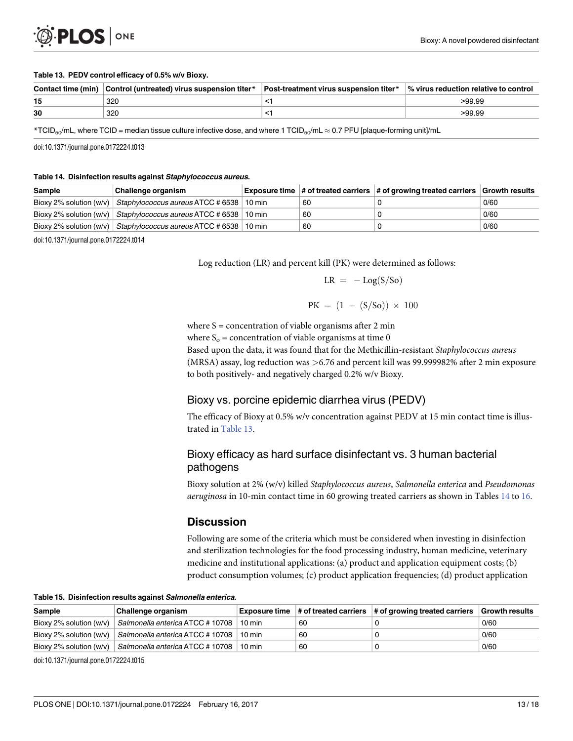**Table 13. PEDV control efficacy of 0.5% w/v Bioxy.**

| Contact time (min) | Control (untreated) virus suspension titer* | Post-treatment virus suspension titer* | % virus reduction relative to control |
|---|---|---|---|
| **15** | 320 | <1 | >99.99 |
| **30** | 320 | <1 | >99.99 |

*$TCID_{50}$/mL, where TCID = median tissue culture infective dose, and where 1 $TCID_{50}$/mL ≈ 0.7 PFU [plaque-forming unit]/mL

doi:10.1371/journal.pone.0172224.t013

**Table 14. Disinfection results against *Staphylococcus aureus*.**

| Sample | Challenge organism | Exposure time | # of treated carriers | # of growing treated carriers | Growth results |
|---|---|---|---|---|---|
| Bioxy 2% solution (w/v) | *Staphylococcus aureus* ATCC # 6538 | 10 min | 60 | 0 | 0/60 |
| Bioxy 2% solution (w/v) | *Staphylococcus aureus* ATCC # 6538 | 10 min | 60 | 0 | 0/60 |
| Bioxy 2% solution (w/v) | *Staphylococcus aureus* ATCC # 6538 | 10 min | 60 | 0 | 0/60 |

doi:10.1371/journal.pone.0172224.t014

Log reduction (LR) and percent kill (PK) were determined as follows:

$$LR = -Log(S/So)$$

$$PK = (1 - (S/So)) \times 100$$

where S = concentration of viable organisms after 2 min
where $S_o$ = concentration of viable organisms at time 0
Based upon the data, it was found that for the Methicillin-resistant *Staphylococcus aureus* (MRSA) assay, log reduction was >6.76 and percent kill was 99.999982% after 2 min exposure to both positively- and negatively charged 0.2% w/v Bioxy.

## Bioxy vs. porcine epidemic diarrhea virus (PEDV)

The efficacy of Bioxy at 0.5% w/v concentration against PEDV at 15 min contact time is illustrated in Table 13.

## Bioxy efficacy as hard surface disinfectant vs. 3 human bacterial pathogens

Bioxy solution at 2% (w/v) killed *Staphylococcus aureus*, *Salmonella enterica* and *Pseudomonas aeruginosa* in 10-min contact time in 60 growing treated carriers as shown in Tables 14 to 16.

# Discussion

Following are some of the criteria which must be considered when investing in disinfection and sterilization technologies for the food processing industry, human medicine, veterinary medicine and institutional applications: (a) product and application equipment costs; (b) product consumption volumes; (c) product application frequencies; (d) product application

**Table 15. Disinfection results against *Salmonella enterica*.**

| Sample | Challenge organism | Exposure time | # of treated carriers | # of growing treated carriers | Growth results |
|---|---|---|---|---|---|
| Bioxy 2% solution (w/v) | *Salmonella enterica* ATCC # 10708 | 10 min | 60 | 0 | 0/60 |
| Bioxy 2% solution (w/v) | *Salmonella enterica* ATCC # 10708 | 10 min | 60 | 0 | 0/60 |
| Bioxy 2% solution (w/v) | *Salmonella enterica* ATCC # 10708 | 10 min | 60 | 0 | 0/60 |

doi:10.1371/journal.pone.0172224.t015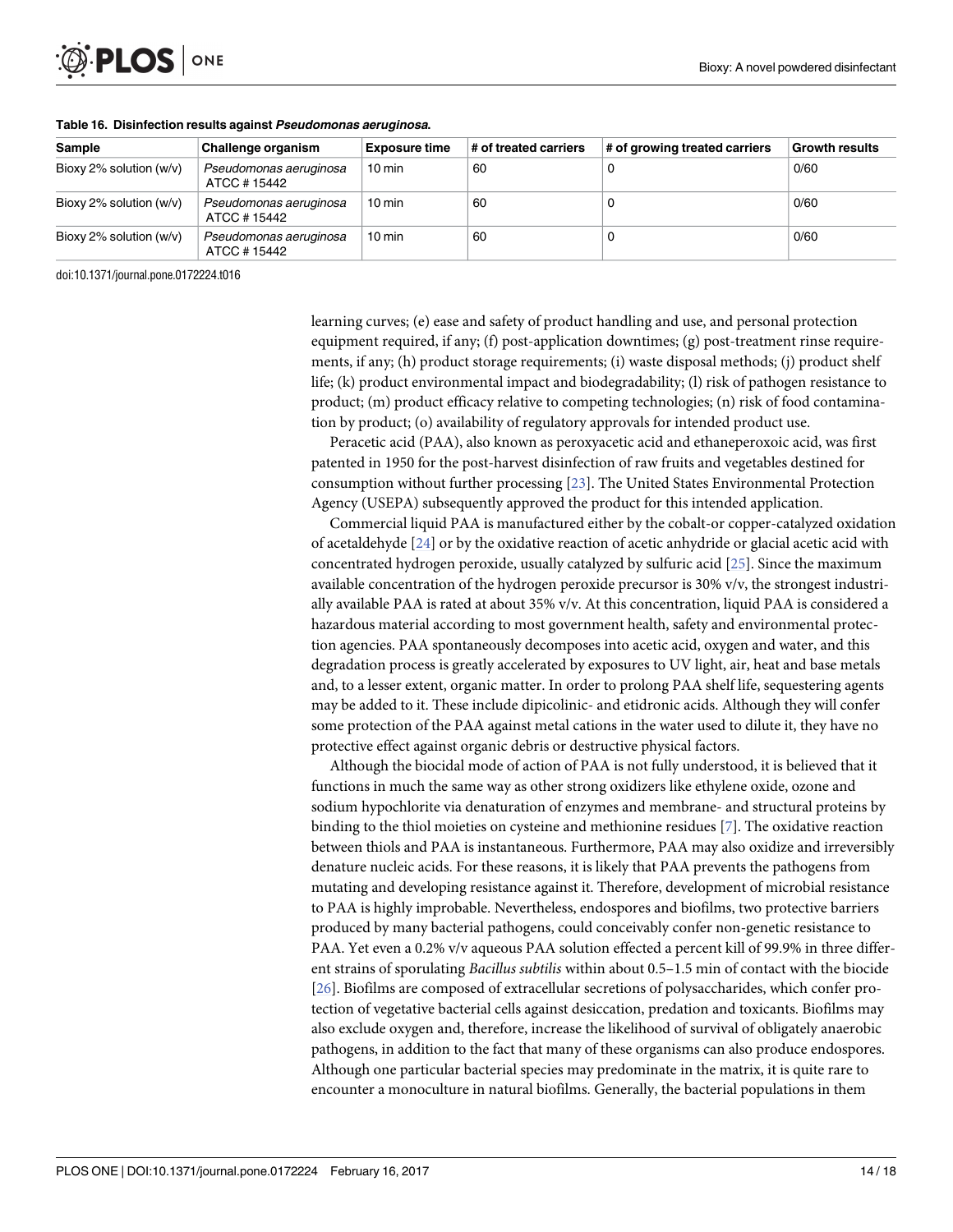**Table 16. Disinfection results against *Pseudomonas aeruginosa*.**

| Sample | Challenge organism | Exposure time | # of treated carriers | # of growing treated carriers | Growth results |
|---|---|---|---|---|---|
| Bioxy 2% solution (w/v) | *Pseudomonas aeruginosa* ATCC # 15442 | 10 min | 60 | 0 | 0/60 |
| Bioxy 2% solution (w/v) | *Pseudomonas aeruginosa* ATCC # 15442 | 10 min | 60 | 0 | 0/60 |
| Bioxy 2% solution (w/v) | *Pseudomonas aeruginosa* ATCC # 15442 | 10 min | 60 | 0 | 0/60 |

doi:10.1371/journal.pone.0172224.t016

learning curves; (e) ease and safety of product handling and use, and personal protection equipment required, if any; (f) post-application downtimes; (g) post-treatment rinse requirements, if any; (h) product storage requirements; (i) waste disposal methods; (j) product shelf life; (k) product environmental impact and biodegradability; (l) risk of pathogen resistance to product; (m) product efficacy relative to competing technologies; (n) risk of food contamination by product; (o) availability of regulatory approvals for intended product use.

Peracetic acid (PAA), also known as peroxyacetic acid and ethaneperoxoic acid, was first patented in 1950 for the post-harvest disinfection of raw fruits and vegetables destined for consumption without further processing [23]. The United States Environmental Protection Agency (USEPA) subsequently approved the product for this intended application.

Commercial liquid PAA is manufactured either by the cobalt-or copper-catalyzed oxidation of acetaldehyde [24] or by the oxidative reaction of acetic anhydride or glacial acetic acid with concentrated hydrogen peroxide, usually catalyzed by sulfuric acid [25]. Since the maximum available concentration of the hydrogen peroxide precursor is 30% v/v, the strongest industrially available PAA is rated at about 35% v/v. At this concentration, liquid PAA is considered a hazardous material according to most government health, safety and environmental protection agencies. PAA spontaneously decomposes into acetic acid, oxygen and water, and this degradation process is greatly accelerated by exposures to UV light, air, heat and base metals and, to a lesser extent, organic matter. In order to prolong PAA shelf life, sequestering agents may be added to it. These include dipicolinic- and etidronic acids. Although they will confer some protection of the PAA against metal cations in the water used to dilute it, they have no protective effect against organic debris or destructive physical factors.

Although the biocidal mode of action of PAA is not fully understood, it is believed that it functions in much the same way as other strong oxidizers like ethylene oxide, ozone and sodium hypochlorite via denaturation of enzymes and membrane- and structural proteins by binding to the thiol moieties on cysteine and methionine residues [7]. The oxidative reaction between thiols and PAA is instantaneous. Furthermore, PAA may also oxidize and irreversibly denature nucleic acids. For these reasons, it is likely that PAA prevents the pathogens from mutating and developing resistance against it. Therefore, development of microbial resistance to PAA is highly improbable. Nevertheless, endospores and biofilms, two protective barriers produced by many bacterial pathogens, could conceivably confer non-genetic resistance to PAA. Yet even a 0.2% v/v aqueous PAA solution effected a percent kill of 99.9% in three different strains of sporulating *Bacillus subtilis* within about 0.5–1.5 min of contact with the biocide [26]. Biofilms are composed of extracellular secretions of polysaccharides, which confer protection of vegetative bacterial cells against desiccation, predation and toxicants. Biofilms may also exclude oxygen and, therefore, increase the likelihood of survival of obligately anaerobic pathogens, in addition to the fact that many of these organisms can also produce endospores. Although one particular bacterial species may predominate in the matrix, it is quite rare to encounter a monoculture in natural biofilms. Generally, the bacterial populations in them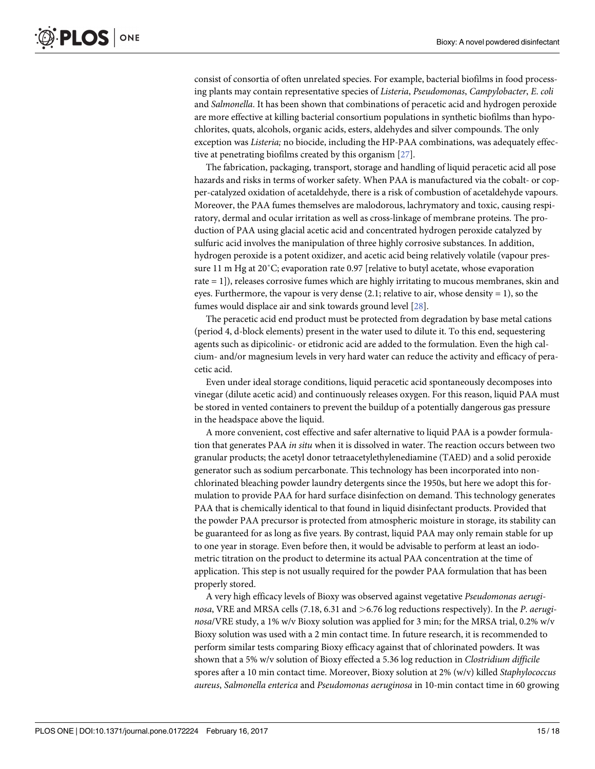consist of consortia of often unrelated species. For example, bacterial biofilms in food processing plants may contain representative species of *Listeria*, *Pseudomonas*, *Campylobacter*, *E. coli* and *Salmonella*. It has been shown that combinations of peracetic acid and hydrogen peroxide are more effective at killing bacterial consortium populations in synthetic biofilms than hypochlorites, quats, alcohols, organic acids, esters, aldehydes and silver compounds. The only exception was *Listeria;* no biocide, including the HP-PAA combinations, was adequately effective at penetrating biofilms created by this organism [27].

The fabrication, packaging, transport, storage and handling of liquid peracetic acid all pose hazards and risks in terms of worker safety. When PAA is manufactured via the cobalt- or copper-catalyzed oxidation of acetaldehyde, there is a risk of combustion of acetaldehyde vapours. Moreover, the PAA fumes themselves are malodorous, lachrymatory and toxic, causing respiratory, dermal and ocular irritation as well as cross-linkage of membrane proteins. The production of PAA using glacial acetic acid and concentrated hydrogen peroxide catalyzed by sulfuric acid involves the manipulation of three highly corrosive substances. In addition, hydrogen peroxide is a potent oxidizer, and acetic acid being relatively volatile (vapour pressure 11 m Hg at 20˚C; evaporation rate 0.97 [relative to butyl acetate, whose evaporation rate = 1]), releases corrosive fumes which are highly irritating to mucous membranes, skin and eyes. Furthermore, the vapour is very dense (2.1; relative to air, whose density = 1), so the fumes would displace air and sink towards ground level [28].

The peracetic acid end product must be protected from degradation by base metal cations (period 4, d-block elements) present in the water used to dilute it. To this end, sequestering agents such as dipicolinic- or etidronic acid are added to the formulation. Even the high calcium- and/or magnesium levels in very hard water can reduce the activity and efficacy of peracetic acid.

Even under ideal storage conditions, liquid peracetic acid spontaneously decomposes into vinegar (dilute acetic acid) and continuously releases oxygen. For this reason, liquid PAA must be stored in vented containers to prevent the buildup of a potentially dangerous gas pressure in the headspace above the liquid.

A more convenient, cost effective and safer alternative to liquid PAA is a powder formulation that generates PAA *in situ* when it is dissolved in water. The reaction occurs between two granular products; the acetyl donor tetraacetylethylenediamine (TAED) and a solid peroxide generator such as sodium percarbonate. This technology has been incorporated into non-chlorinated bleaching powder laundry detergents since the 1950s, but here we adopt this formulation to provide PAA for hard surface disinfection on demand. This technology generates PAA that is chemically identical to that found in liquid disinfectant products. Provided that the powder PAA precursor is protected from atmospheric moisture in storage, its stability can be guaranteed for as long as five years. By contrast, liquid PAA may only remain stable for up to one year in storage. Even before then, it would be advisable to perform at least an iodometric titration on the product to determine its actual PAA concentration at the time of application. This step is not usually required for the powder PAA formulation that has been properly stored.

A very high efficacy levels of Bioxy was observed against vegetative *Pseudomonas aeruginosa*, VRE and MRSA cells (7.18, 6.31 and >6.76 log reductions respectively). In the *P. aeruginosa*/VRE study, a 1% w/v Bioxy solution was applied for 3 min; for the MRSA trial, 0.2% w/v Bioxy solution was used with a 2 min contact time. In future research, it is recommended to perform similar tests comparing Bioxy efficacy against that of chlorinated powders. It was shown that a 5% w/v solution of Bioxy effected a 5.36 log reduction in *Clostridium difficile* spores after a 10 min contact time. Moreover, Bioxy solution at 2% (w/v) killed *Staphylococcus aureus*, *Salmonella enterica* and *Pseudomonas aeruginosa* in 10-min contact time in 60 growing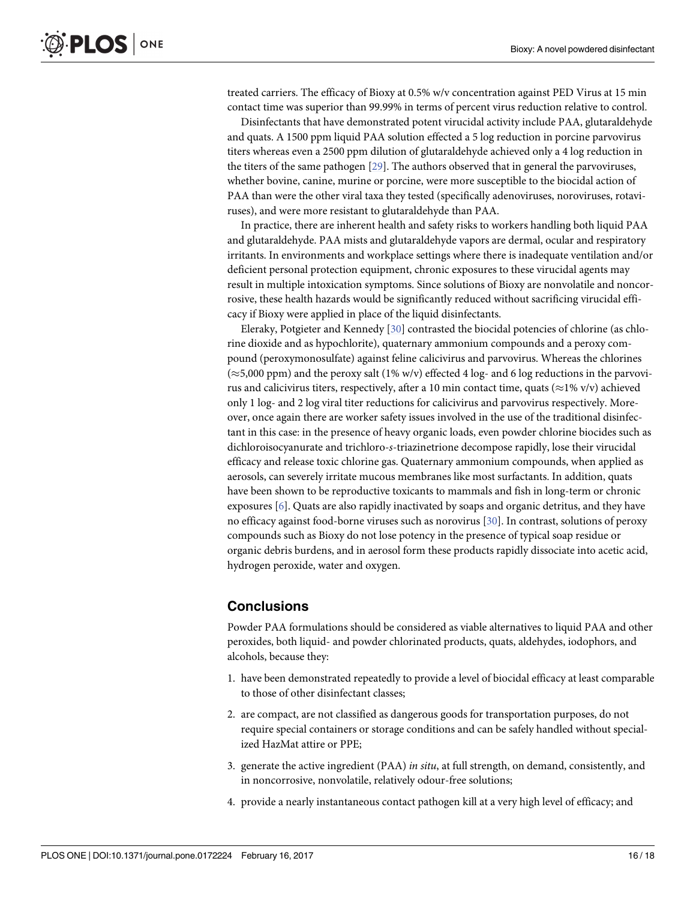treated carriers. The efficacy of Bioxy at 0.5% w/v concentration against PED Virus at 15 min contact time was superior than 99.99% in terms of percent virus reduction relative to control.

Disinfectants that have demonstrated potent virucidal activity include PAA, glutaraldehyde and quats. A 1500 ppm liquid PAA solution effected a 5 log reduction in porcine parvovirus titers whereas even a 2500 ppm dilution of glutaraldehyde achieved only a 4 log reduction in the titers of the same pathogen [29]. The authors observed that in general the parvoviruses, whether bovine, canine, murine or porcine, were more susceptible to the biocidal action of PAA than were the other viral taxa they tested (specifically adenoviruses, noroviruses, rotaviruses), and were more resistant to glutaraldehyde than PAA.

In practice, there are inherent health and safety risks to workers handling both liquid PAA and glutaraldehyde. PAA mists and glutaraldehyde vapors are dermal, ocular and respiratory irritants. In environments and workplace settings where there is inadequate ventilation and/or deficient personal protection equipment, chronic exposures to these virucidal agents may result in multiple intoxication symptoms. Since solutions of Bioxy are nonvolatile and noncorrosive, these health hazards would be significantly reduced without sacrificing virucidal efficacy if Bioxy were applied in place of the liquid disinfectants.

Eleraky, Potgieter and Kennedy [30] contrasted the biocidal potencies of chlorine (as chlorine dioxide and as hypochlorite), quaternary ammonium compounds and a peroxy compound (peroxymonosulfate) against feline calicivirus and parvovirus. Whereas the chlorines ($\approx$5,000 ppm) and the peroxy salt (1% w/v) effected 4 log- and 6 log reductions in the parvovirus and calicivirus titers, respectively, after a 10 min contact time, quats ($\approx$1% v/v) achieved only 1 log- and 2 log viral titer reductions for calicivirus and parvovirus respectively. Moreover, once again there are worker safety issues involved in the use of the traditional disinfectant in this case: in the presence of heavy organic loads, even powder chlorine biocides such as dichloroisocyanurate and trichloro-*s*-triazinetrione decompose rapidly, lose their virucidal efficacy and release toxic chlorine gas. Quaternary ammonium compounds, when applied as aerosols, can severely irritate mucous membranes like most surfactants. In addition, quats have been shown to be reproductive toxicants to mammals and fish in long-term or chronic exposures [6]. Quats are also rapidly inactivated by soaps and organic detritus, and they have no efficacy against food-borne viruses such as norovirus [30]. In contrast, solutions of peroxy compounds such as Bioxy do not lose potency in the presence of typical soap residue or organic debris burdens, and in aerosol form these products rapidly dissociate into acetic acid, hydrogen peroxide, water and oxygen.

## Conclusions

Powder PAA formulations should be considered as viable alternatives to liquid PAA and other peroxides, both liquid- and powder chlorinated products, quats, aldehydes, iodophors, and alcohols, because they:

1. have been demonstrated repeatedly to provide a level of biocidal efficacy at least comparable to those of other disinfectant classes;
2. are compact, are not classified as dangerous goods for transportation purposes, do not require special containers or storage conditions and can be safely handled without specialized HazMat attire or PPE;
3. generate the active ingredient (PAA) *in situ*, at full strength, on demand, consistently, and in noncorrosive, nonvolatile, relatively odour-free solutions;
4. provide a nearly instantaneous contact pathogen kill at a very high level of efficacy; and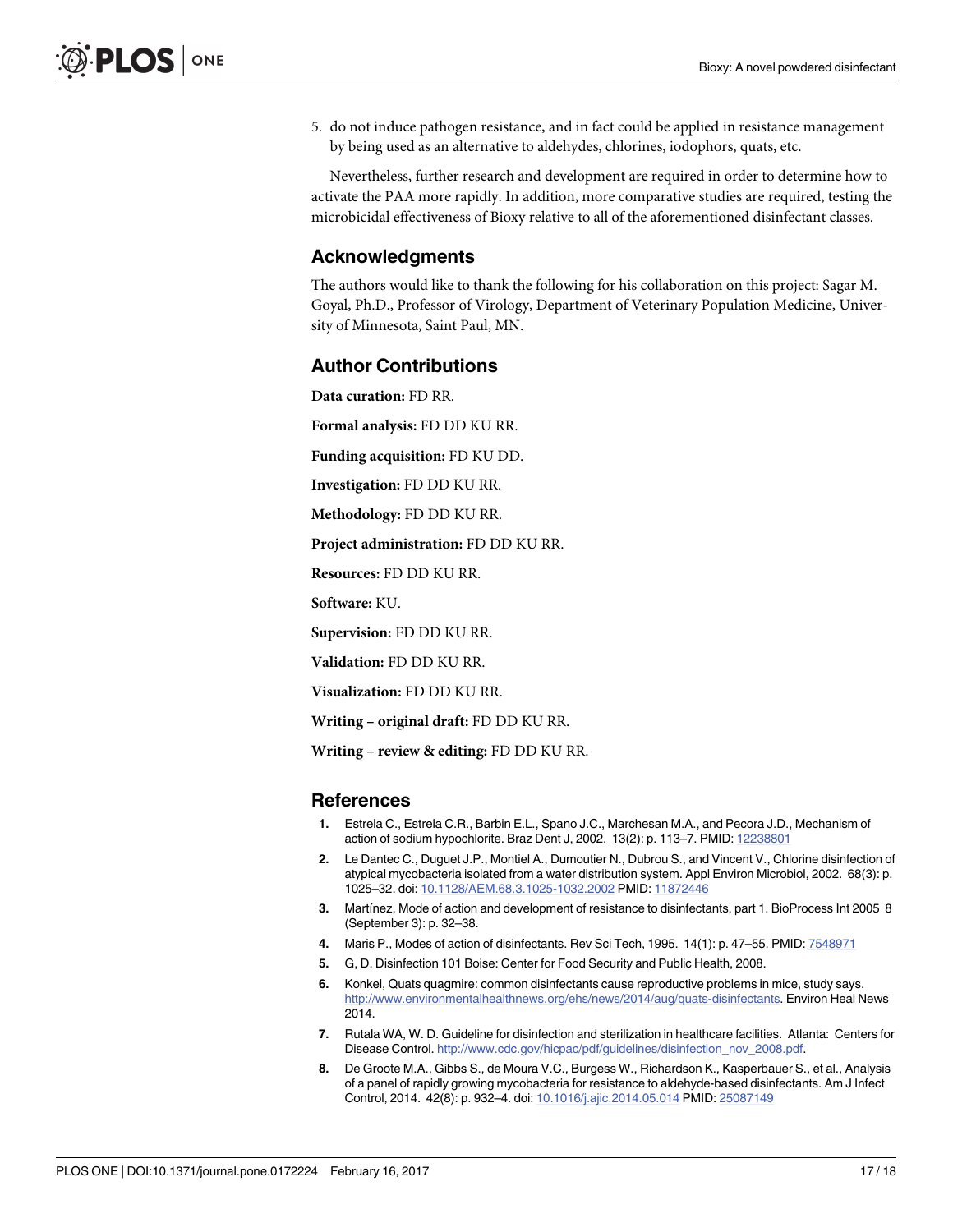5. do not induce pathogen resistance, and in fact could be applied in resistance management by being used as an alternative to aldehydes, chlorines, iodophors, quats, etc.

Nevertheless, further research and development are required in order to determine how to activate the PAA more rapidly. In addition, more comparative studies are required, testing the microbicidal effectiveness of Bioxy relative to all of the aforementioned disinfectant classes.

## Acknowledgments

The authors would like to thank the following for his collaboration on this project: Sagar M. Goyal, Ph.D., Professor of Virology, Department of Veterinary Population Medicine, University of Minnesota, Saint Paul, MN.

## Author Contributions

**Data curation:** FD RR.

**Formal analysis:** FD DD KU RR.

**Funding acquisition:** FD KU DD.

**Investigation:** FD DD KU RR.

**Methodology:** FD DD KU RR.

**Project administration:** FD DD KU RR.

**Resources:** FD DD KU RR.

**Software:** KU.

**Supervision:** FD DD KU RR.

**Validation:** FD DD KU RR.

**Visualization:** FD DD KU RR.

**Writing – original draft:** FD DD KU RR.

**Writing – review & editing:** FD DD KU RR.

## References

1. Estrela C., Estrela C.R., Barbin E.L., Spano J.C., Marchesan M.A., and Pecora J.D., Mechanism of action of sodium hypochlorite. Braz Dent J, 2002. 13(2): p. 113–7. PMID: 12238801
2. Le Dantec C., Duguet J.P., Montiel A., Dumoutier N., Dubrou S., and Vincent V., Chlorine disinfection of atypical mycobacteria isolated from a water distribution system. Appl Environ Microbiol, 2002. 68(3): p. 1025–32. doi: 10.1128/AEM.68.3.1025-1032.2002 PMID: 11872446
3. Martínez, Mode of action and development of resistance to disinfectants, part 1. BioProcess Int 2005 8 (September 3): p. 32–38.
4. Maris P., Modes of action of disinfectants. Rev Sci Tech, 1995. 14(1): p. 47–55. PMID: 7548971
5. G, D. Disinfection 101 Boise: Center for Food Security and Public Health, 2008.
6. Konkel, Quats quagmire: common disinfectants cause reproductive problems in mice, study says. http://www.environmentalhealthnews.org/ehs/news/2014/aug/quats-disinfectants. Environ Heal News 2014.
7. Rutala WA, W. D. Guideline for disinfection and sterilization in healthcare facilities. Atlanta: Centers for Disease Control. http://www.cdc.gov/hicpac/pdf/guidelines/disinfection_nov_2008.pdf.
8. De Groote M.A., Gibbs S., de Moura V.C., Burgess W., Richardson K., Kasperbauer S., et al., Analysis of a panel of rapidly growing mycobacteria for resistance to aldehyde-based disinfectants. Am J Infect Control, 2014. 42(8): p. 932–4. doi: 10.1016/j.ajic.2014.05.014 PMID: 25087149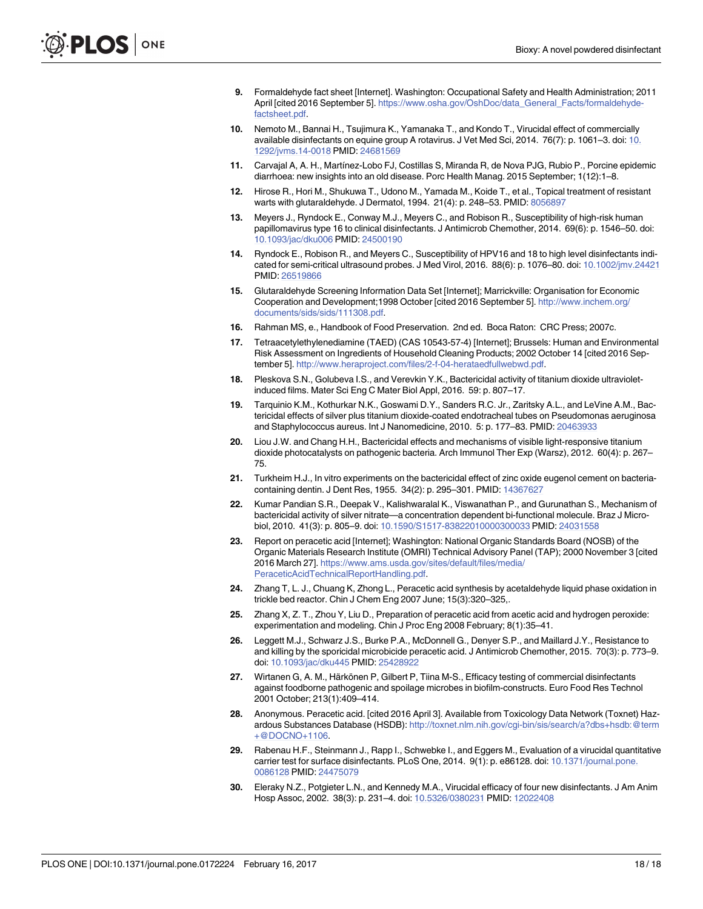9. Formaldehyde fact sheet [Internet]. Washington: Occupational Safety and Health Administration; 2011 April [cited 2016 September 5]. https://www.osha.gov/OshDoc/data_General_Facts/formaldehyde-factsheet.pdf.
10. Nemoto M., Bannai H., Tsujimura K., Yamanaka T., and Kondo T., Virucidal effect of commercially available disinfectants on equine group A rotavirus. J Vet Med Sci, 2014. 76(7): p. 1061–3. doi: 10.1292/jvms.14-0018 PMID: 24681569
11. Carvajal A, A. H., Martínez-Lobo FJ, Costillas S, Miranda R, de Nova PJG, Rubio P., Porcine epidemic diarrhoea: new insights into an old disease. Porc Health Manag. 2015 September; 1(12):1–8.
12. Hirose R., Hori M., Shukuwa T., Udono M., Yamada M., Koide T., et al., Topical treatment of resistant warts with glutaraldehyde. J Dermatol, 1994. 21(4): p. 248–53. PMID: 8056897
13. Meyers J., Ryndock E., Conway M.J., Meyers C., and Robison R., Susceptibility of high-risk human papillomavirus type 16 to clinical disinfectants. J Antimicrob Chemother, 2014. 69(6): p. 1546–50. doi: 10.1093/jac/dku006 PMID: 24500190
14. Ryndock E., Robison R., and Meyers C., Susceptibility of HPV16 and 18 to high level disinfectants indicated for semi-critical ultrasound probes. J Med Virol, 2016. 88(6): p. 1076–80. doi: 10.1002/jmv.24421 PMID: 26519866
15. Glutaraldehyde Screening Information Data Set [Internet]; Marrickville: Organisation for Economic Cooperation and Development;1998 October [cited 2016 September 5]. http://www.inchem.org/documents/sids/sids/111308.pdf.
16. Rahman MS, e., Handbook of Food Preservation. 2nd ed. Boca Raton: CRC Press; 2007c.
17. Tetraacetylethylenediamine (TAED) (CAS 10543-57-4) [Internet]; Brussels: Human and Environmental Risk Assessment on Ingredients of Household Cleaning Products; 2002 October 14 [cited 2016 September 5]. http://www.heraproject.com/files/2-f-04-herataedfullwebwd.pdf.
18. Pleskova S.N., Golubeva I.S., and Verevkin Y.K., Bactericidal activity of titanium dioxide ultraviolet-induced films. Mater Sci Eng C Mater Biol Appl, 2016. 59: p. 807–17.
19. Tarquinio K.M., Kothurkar N.K., Goswami D.Y., Sanders R.C. Jr., Zaritsky A.L., and LeVine A.M., Bactericidal effects of silver plus titanium dioxide-coated endotracheal tubes on Pseudomonas aeruginosa and Staphylococcus aureus. Int J Nanomedicine, 2010. 5: p. 177–83. PMID: 20463933
20. Liou J.W. and Chang H.H., Bactericidal effects and mechanisms of visible light-responsive titanium dioxide photocatalysts on pathogenic bacteria. Arch Immunol Ther Exp (Warsz), 2012. 60(4): p. 267–75.
21. Turkheim H.J., In vitro experiments on the bactericidal effect of zinc oxide eugenol cement on bacteria-containing dentin. J Dent Res, 1955. 34(2): p. 295–301. PMID: 14367627
22. Kumar Pandian S.R., Deepak V., Kalishwaralal K., Viswanathan P., and Gurunathan S., Mechanism of bactericidal activity of silver nitrate—a concentration dependent bi-functional molecule. Braz J Microbiol, 2010. 41(3): p. 805–9. doi: 10.1590/S1517-83822010000300033 PMID: 24031558
23. Report on peracetic acid [Internet]; Washington: National Organic Standards Board (NOSB) of the Organic Materials Research Institute (OMRI) Technical Advisory Panel (TAP); 2000 November 3 [cited 2016 March 27]. https://www.ams.usda.gov/sites/default/files/media/PeraceticAcidTechnicalReportHandling.pdf.
24. Zhang T, L. J., Chuang K, Zhong L., Peracetic acid synthesis by acetaldehyde liquid phase oxidation in trickle bed reactor. Chin J Chem Eng 2007 June; 15(3):320–325,.
25. Zhang X, Z. T., Zhou Y, Liu D., Preparation of peracetic acid from acetic acid and hydrogen peroxide: experimentation and modeling. Chin J Proc Eng 2008 February; 8(1):35–41.
26. Leggett M.J., Schwarz J.S., Burke P.A., McDonnell G., Denyer S.P., and Maillard J.Y., Resistance to and killing by the sporicidal microbicide peracetic acid. J Antimicrob Chemother, 2015. 70(3): p. 773–9. doi: 10.1093/jac/dku445 PMID: 25428922
27. Wirtanen G, A. M., Härkönen P, Gilbert P, Tiina M-S., Efficacy testing of commercial disinfectants against foodborne pathogenic and spoilage microbes in biofilm-constructs. Euro Food Res Technol 2001 October; 213(1):409–414.
28. Anonymous. Peracetic acid. [cited 2016 April 3]. Available from Toxicology Data Network (Toxnet) Hazardous Substances Database (HSDB): http://toxnet.nlm.nih.gov/cgi-bin/sis/search/a?dbs+hsdb:@term+@DOCNO+1106.
29. Rabenau H.F., Steinmann J., Rapp I., Schwebke I., and Eggers M., Evaluation of a virucidal quantitative carrier test for surface disinfectants. PLoS One, 2014. 9(1): p. e86128. doi: 10.1371/journal.pone.0086128 PMID: 24475079
30. Eleraky N.Z., Potgieter L.N., and Kennedy M.A., Virucidal efficacy of four new disinfectants. J Am Anim Hosp Assoc, 2002. 38(3): p. 231–4. doi: 10.5326/0380231 PMID: 12022408